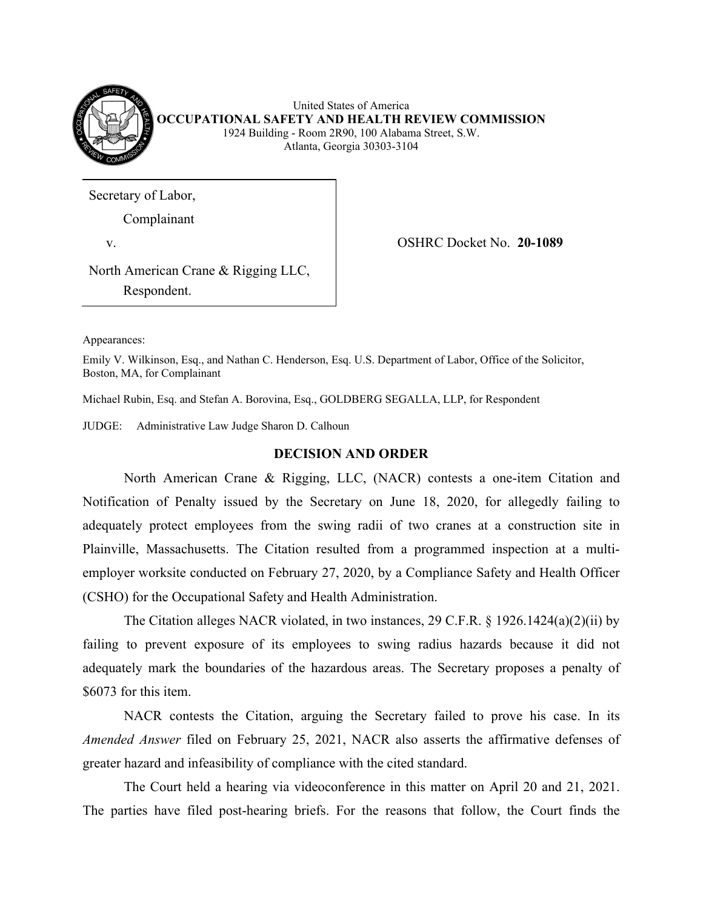United States of America
**OCCUPATIONAL SAFETY AND HEALTH REVIEW COMMISSION**
1924 Building - Room 2R90, 100 Alabama Street, S.W.
Atlanta, Georgia 30303-3104

| | |
|---|---|
| Secretary of Labor,<br>Complainant<br>v.<br>North American Crane & Rigging LLC,<br>Respondent. | OSHRC Docket No. **20-1089** |

Appearances:

Emily V. Wilkinson, Esq., and Nathan C. Henderson, Esq. U.S. Department of Labor, Office of the Solicitor, Boston, MA, for Complainant

Michael Rubin, Esq. and Stefan A. Borovina, Esq., GOLDBERG SEGALLA, LLP, for Respondent

JUDGE: Administrative Law Judge Sharon D. Calhoun

## DECISION AND ORDER

North American Crane & Rigging, LLC, (NACR) contests a one-item Citation and Notification of Penalty issued by the Secretary on June 18, 2020, for allegedly failing to adequately protect employees from the swing radii of two cranes at a construction site in Plainville, Massachusetts. The Citation resulted from a programmed inspection at a multi-employer worksite conducted on February 27, 2020, by a Compliance Safety and Health Officer (CSHO) for the Occupational Safety and Health Administration.

The Citation alleges NACR violated, in two instances, 29 C.F.R. § 1926.1424(a)(2)(ii) by failing to prevent exposure of its employees to swing radius hazards because it did not adequately mark the boundaries of the hazardous areas. The Secretary proposes a penalty of $6073 for this item.

NACR contests the Citation, arguing the Secretary failed to prove his case. In its *Amended Answer* filed on February 25, 2021, NACR also asserts the affirmative defenses of greater hazard and infeasibility of compliance with the cited standard.

The Court held a hearing via videoconference in this matter on April 20 and 21, 2021. The parties have filed post-hearing briefs. For the reasons that follow, the Court finds the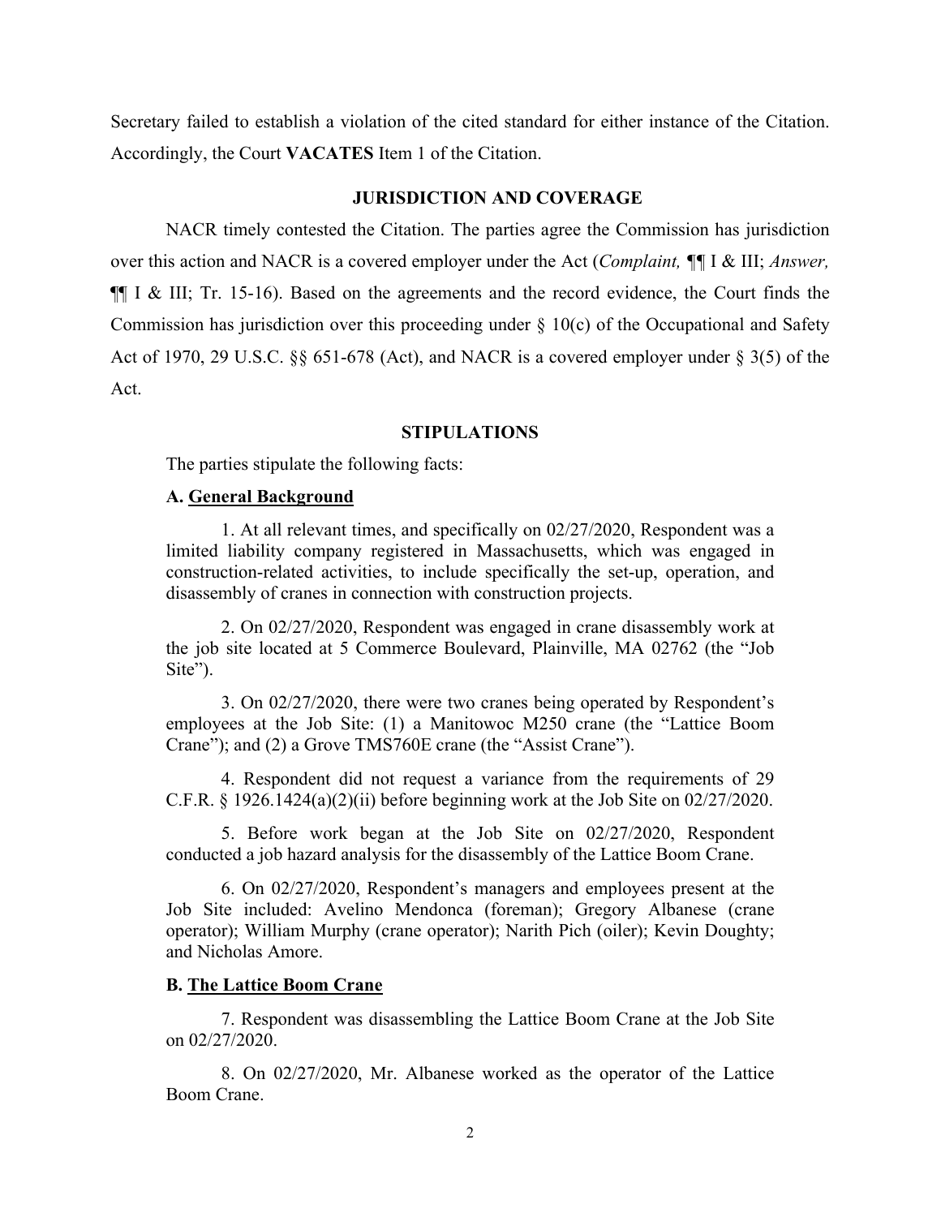Secretary failed to establish a violation of the cited standard for either instance of the Citation. Accordingly, the Court **VACATES** Item 1 of the Citation.

## JURISDICTION AND COVERAGE

NACR timely contested the Citation. The parties agree the Commission has jurisdiction over this action and NACR is a covered employer under the Act (*Complaint,* ¶¶ I & III; *Answer,* ¶¶ I & III; Tr. 15-16). Based on the agreements and the record evidence, the Court finds the Commission has jurisdiction over this proceeding under § 10(c) of the Occupational and Safety Act of 1970, 29 U.S.C. §§ 651-678 (Act), and NACR is a covered employer under § 3(5) of the Act.

## STIPULATIONS

The parties stipulate the following facts:

**A. General Background**

> 1. At all relevant times, and specifically on 02/27/2020, Respondent was a limited liability company registered in Massachusetts, which was engaged in construction-related activities, to include specifically the set-up, operation, and disassembly of cranes in connection with construction projects.
>
> 2. On 02/27/2020, Respondent was engaged in crane disassembly work at the job site located at 5 Commerce Boulevard, Plainville, MA 02762 (the "Job Site").
>
> 3. On 02/27/2020, there were two cranes being operated by Respondent's employees at the Job Site: (1) a Manitowoc M250 crane (the "Lattice Boom Crane"); and (2) a Grove TMS760E crane (the "Assist Crane").
>
> 4. Respondent did not request a variance from the requirements of 29 C.F.R. § 1926.1424(a)(2)(ii) before beginning work at the Job Site on 02/27/2020.
>
> 5. Before work began at the Job Site on 02/27/2020, Respondent conducted a job hazard analysis for the disassembly of the Lattice Boom Crane.
>
> 6. On 02/27/2020, Respondent's managers and employees present at the Job Site included: Avelino Mendonca (foreman); Gregory Albanese (crane operator); William Murphy (crane operator); Narith Pich (oiler); Kevin Doughty; and Nicholas Amore.

**B. The Lattice Boom Crane**

> 7. Respondent was disassembling the Lattice Boom Crane at the Job Site on 02/27/2020.
>
> 8. On 02/27/2020, Mr. Albanese worked as the operator of the Lattice Boom Crane.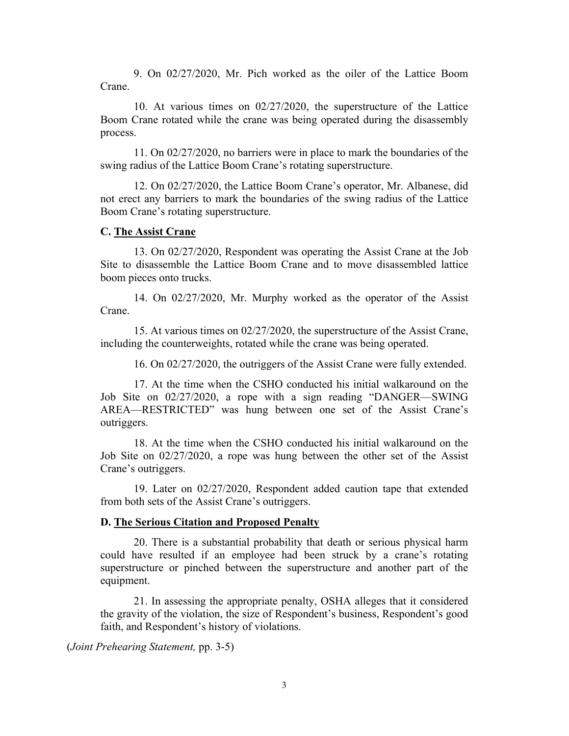9. On 02/27/2020, Mr. Pich worked as the oiler of the Lattice Boom Crane.

10. At various times on 02/27/2020, the superstructure of the Lattice Boom Crane rotated while the crane was being operated during the disassembly process.

11. On 02/27/2020, no barriers were in place to mark the boundaries of the swing radius of the Lattice Boom Crane's rotating superstructure.

12. On 02/27/2020, the Lattice Boom Crane's operator, Mr. Albanese, did not erect any barriers to mark the boundaries of the swing radius of the Lattice Boom Crane's rotating superstructure.

### C. The Assist Crane

13. On 02/27/2020, Respondent was operating the Assist Crane at the Job Site to disassemble the Lattice Boom Crane and to move disassembled lattice boom pieces onto trucks.

14. On 02/27/2020, Mr. Murphy worked as the operator of the Assist Crane.

15. At various times on 02/27/2020, the superstructure of the Assist Crane, including the counterweights, rotated while the crane was being operated.

16. On 02/27/2020, the outriggers of the Assist Crane were fully extended.

17. At the time when the CSHO conducted his initial walkaround on the Job Site on 02/27/2020, a rope with a sign reading "DANGER—SWING AREA—RESTRICTED" was hung between one set of the Assist Crane's outriggers.

18. At the time when the CSHO conducted his initial walkaround on the Job Site on 02/27/2020, a rope was hung between the other set of the Assist Crane's outriggers.

19. Later on 02/27/2020, Respondent added caution tape that extended from both sets of the Assist Crane's outriggers.

### D. The Serious Citation and Proposed Penalty

20. There is a substantial probability that death or serious physical harm could have resulted if an employee had been struck by a crane's rotating superstructure or pinched between the superstructure and another part of the equipment.

21. In assessing the appropriate penalty, OSHA alleges that it considered the gravity of the violation, the size of Respondent's business, Respondent's good faith, and Respondent's history of violations.

(*Joint Prehearing Statement,* pp. 3-5)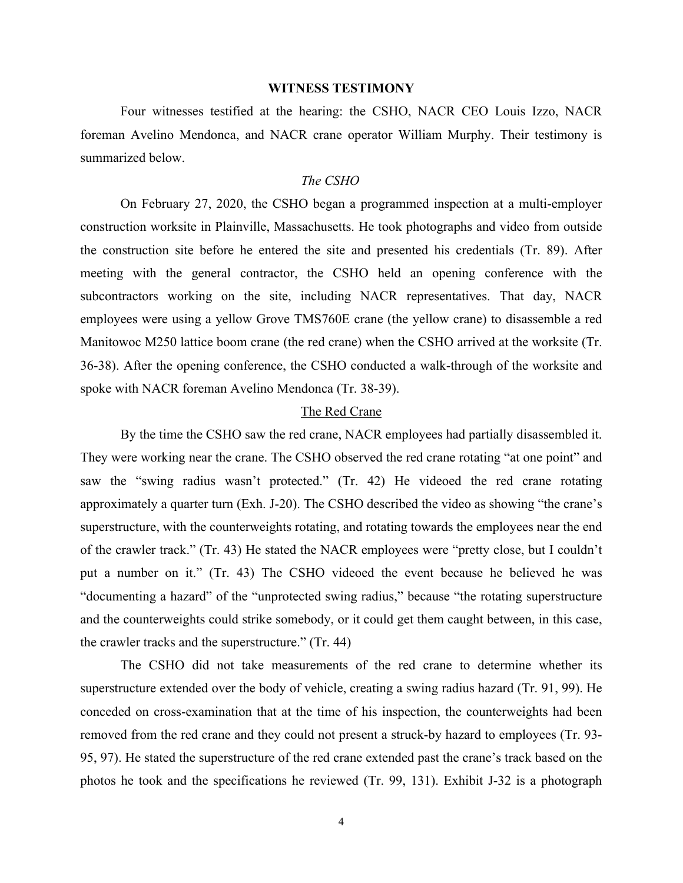## WITNESS TESTIMONY

Four witnesses testified at the hearing: the CSHO, NACR CEO Louis Izzo, NACR foreman Avelino Mendonca, and NACR crane operator William Murphy. Their testimony is summarized below.

### *The CSHO*

On February 27, 2020, the CSHO began a programmed inspection at a multi-employer construction worksite in Plainville, Massachusetts. He took photographs and video from outside the construction site before he entered the site and presented his credentials (Tr. 89). After meeting with the general contractor, the CSHO held an opening conference with the subcontractors working on the site, including NACR representatives. That day, NACR employees were using a yellow Grove TMS760E crane (the yellow crane) to disassemble a red Manitowoc M250 lattice boom crane (the red crane) when the CSHO arrived at the worksite (Tr. 36-38). After the opening conference, the CSHO conducted a walk-through of the worksite and spoke with NACR foreman Avelino Mendonca (Tr. 38-39).

#### The Red Crane

By the time the CSHO saw the red crane, NACR employees had partially disassembled it. They were working near the crane. The CSHO observed the red crane rotating "at one point" and saw the "swing radius wasn't protected." (Tr. 42) He videoed the red crane rotating approximately a quarter turn (Exh. J-20). The CSHO described the video as showing "the crane's superstructure, with the counterweights rotating, and rotating towards the employees near the end of the crawler track." (Tr. 43) He stated the NACR employees were "pretty close, but I couldn't put a number on it." (Tr. 43) The CSHO videoed the event because he believed he was "documenting a hazard" of the "unprotected swing radius," because "the rotating superstructure and the counterweights could strike somebody, or it could get them caught between, in this case, the crawler tracks and the superstructure." (Tr. 44)

The CSHO did not take measurements of the red crane to determine whether its superstructure extended over the body of vehicle, creating a swing radius hazard (Tr. 91, 99). He conceded on cross-examination that at the time of his inspection, the counterweights had been removed from the red crane and they could not present a struck-by hazard to employees (Tr. 93-95, 97). He stated the superstructure of the red crane extended past the crane's track based on the photos he took and the specifications he reviewed (Tr. 99, 131). Exhibit J-32 is a photograph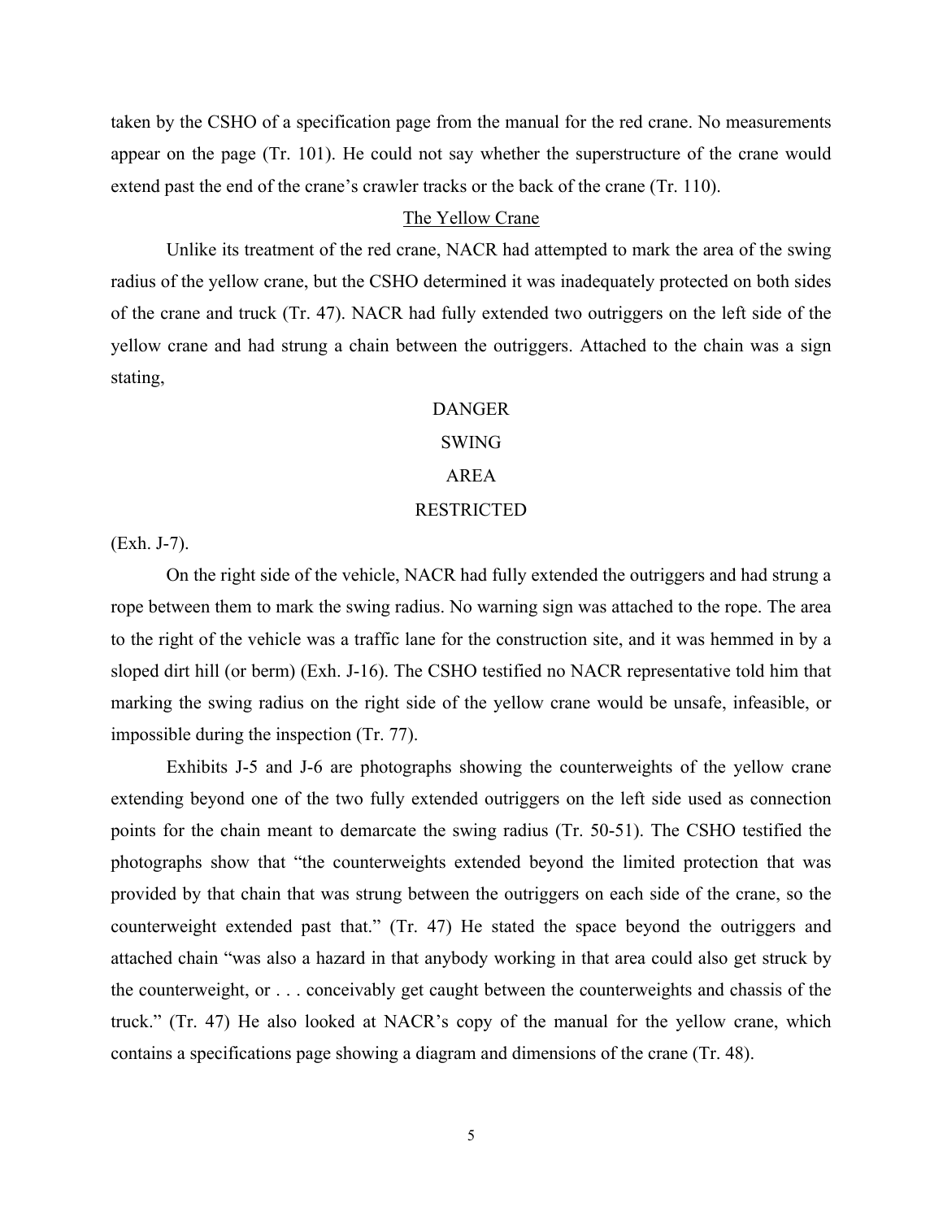taken by the CSHO of a specification page from the manual for the red crane. No measurements appear on the page (Tr. 101). He could not say whether the superstructure of the crane would extend past the end of the crane's crawler tracks or the back of the crane (Tr. 110).

## The Yellow Crane

Unlike its treatment of the red crane, NACR had attempted to mark the area of the swing radius of the yellow crane, but the CSHO determined it was inadequately protected on both sides of the crane and truck (Tr. 47). NACR had fully extended two outriggers on the left side of the yellow crane and had strung a chain between the outriggers. Attached to the chain was a sign stating,

DANGER

SWING

AREA

RESTRICTED

(Exh. J-7).

On the right side of the vehicle, NACR had fully extended the outriggers and had strung a rope between them to mark the swing radius. No warning sign was attached to the rope. The area to the right of the vehicle was a traffic lane for the construction site, and it was hemmed in by a sloped dirt hill (or berm) (Exh. J-16). The CSHO testified no NACR representative told him that marking the swing radius on the right side of the yellow crane would be unsafe, infeasible, or impossible during the inspection (Tr. 77).

Exhibits J-5 and J-6 are photographs showing the counterweights of the yellow crane extending beyond one of the two fully extended outriggers on the left side used as connection points for the chain meant to demarcate the swing radius (Tr. 50-51). The CSHO testified the photographs show that "the counterweights extended beyond the limited protection that was provided by that chain that was strung between the outriggers on each side of the crane, so the counterweight extended past that." (Tr. 47) He stated the space beyond the outriggers and attached chain "was also a hazard in that anybody working in that area could also get struck by the counterweight, or . . . conceivably get caught between the counterweights and chassis of the truck." (Tr. 47) He also looked at NACR's copy of the manual for the yellow crane, which contains a specifications page showing a diagram and dimensions of the crane (Tr. 48).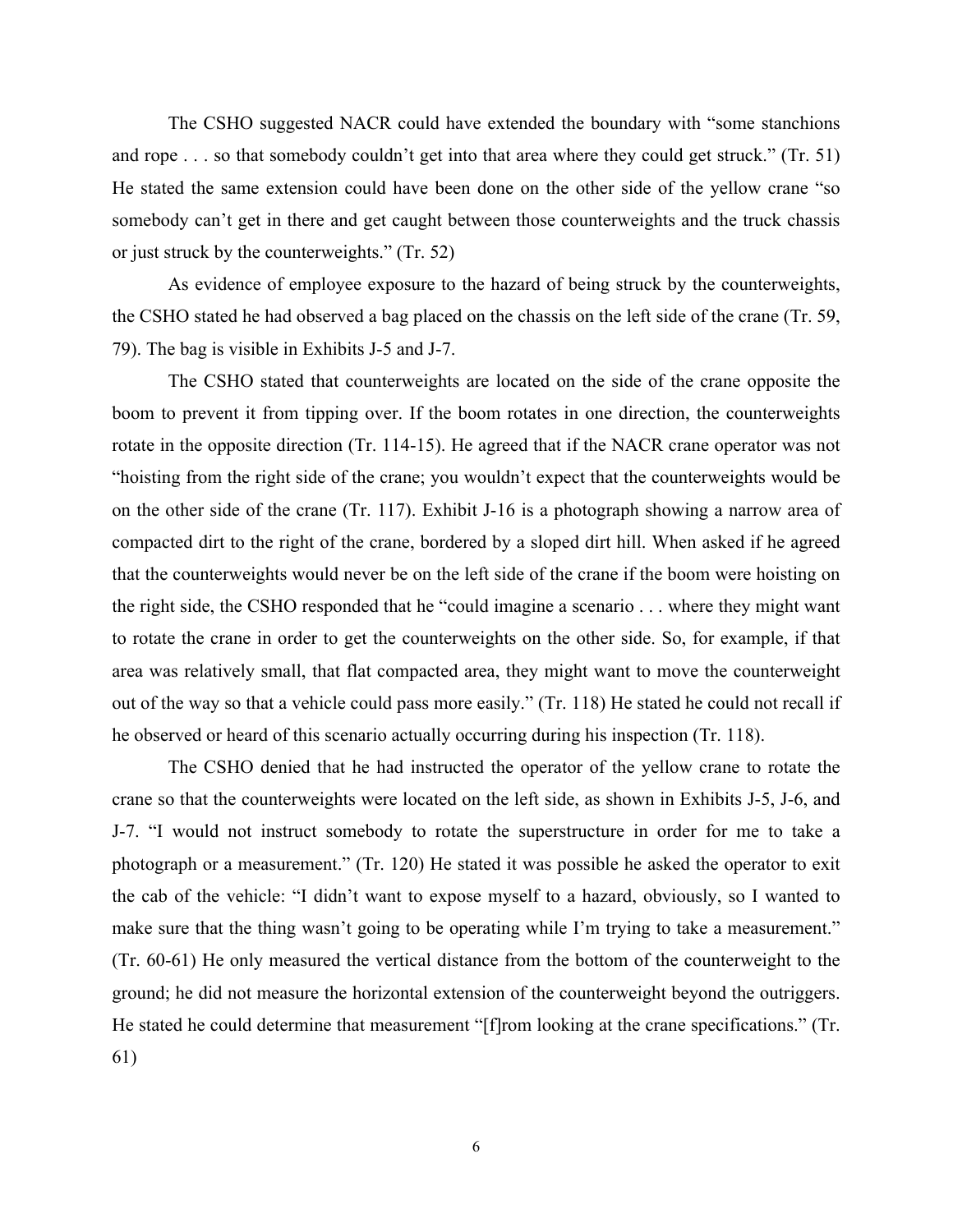The CSHO suggested NACR could have extended the boundary with "some stanchions and rope . . . so that somebody couldn't get into that area where they could get struck." (Tr. 51) He stated the same extension could have been done on the other side of the yellow crane "so somebody can't get in there and get caught between those counterweights and the truck chassis or just struck by the counterweights." (Tr. 52)

As evidence of employee exposure to the hazard of being struck by the counterweights, the CSHO stated he had observed a bag placed on the chassis on the left side of the crane (Tr. 59, 79). The bag is visible in Exhibits J-5 and J-7.

The CSHO stated that counterweights are located on the side of the crane opposite the boom to prevent it from tipping over. If the boom rotates in one direction, the counterweights rotate in the opposite direction (Tr. 114-15). He agreed that if the NACR crane operator was not "hoisting from the right side of the crane; you wouldn't expect that the counterweights would be on the other side of the crane (Tr. 117). Exhibit J-16 is a photograph showing a narrow area of compacted dirt to the right of the crane, bordered by a sloped dirt hill. When asked if he agreed that the counterweights would never be on the left side of the crane if the boom were hoisting on the right side, the CSHO responded that he "could imagine a scenario . . . where they might want to rotate the crane in order to get the counterweights on the other side. So, for example, if that area was relatively small, that flat compacted area, they might want to move the counterweight out of the way so that a vehicle could pass more easily." (Tr. 118) He stated he could not recall if he observed or heard of this scenario actually occurring during his inspection (Tr. 118).

The CSHO denied that he had instructed the operator of the yellow crane to rotate the crane so that the counterweights were located on the left side, as shown in Exhibits J-5, J-6, and J-7. "I would not instruct somebody to rotate the superstructure in order for me to take a photograph or a measurement." (Tr. 120) He stated it was possible he asked the operator to exit the cab of the vehicle: "I didn't want to expose myself to a hazard, obviously, so I wanted to make sure that the thing wasn't going to be operating while I'm trying to take a measurement." (Tr. 60-61) He only measured the vertical distance from the bottom of the counterweight to the ground; he did not measure the horizontal extension of the counterweight beyond the outriggers. He stated he could determine that measurement "[f]rom looking at the crane specifications." (Tr. 61)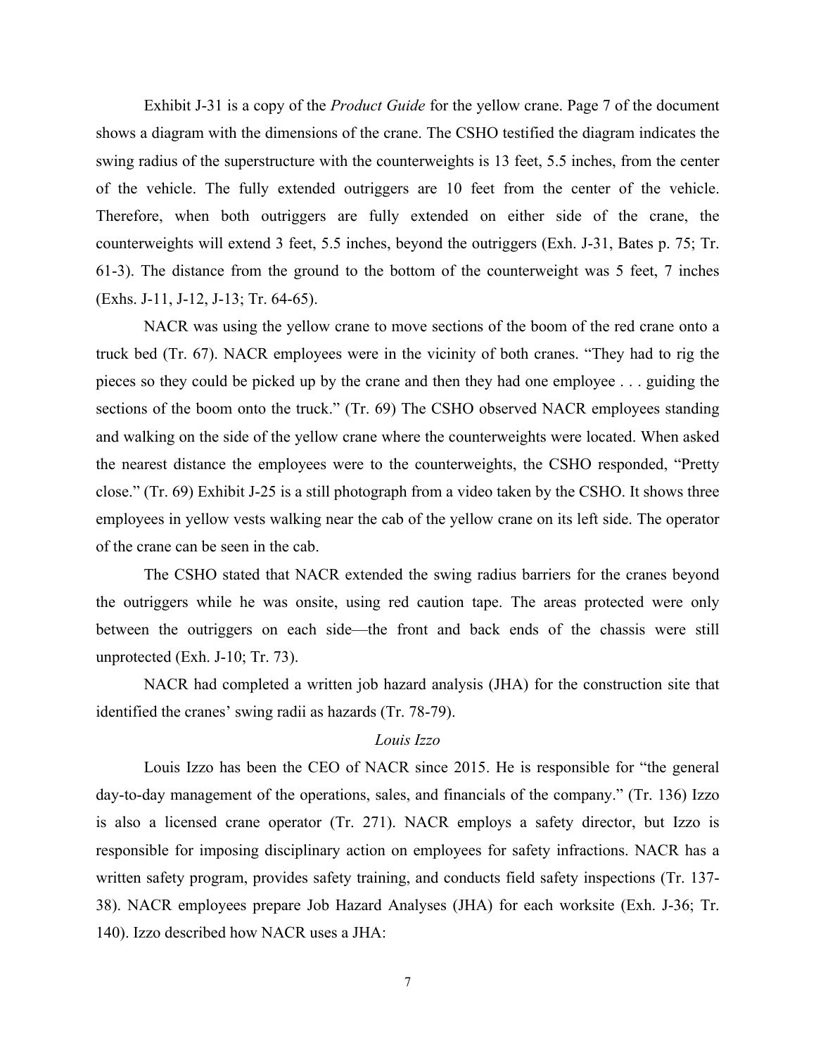Exhibit J-31 is a copy of the *Product Guide* for the yellow crane. Page 7 of the document shows a diagram with the dimensions of the crane. The CSHO testified the diagram indicates the swing radius of the superstructure with the counterweights is 13 feet, 5.5 inches, from the center of the vehicle. The fully extended outriggers are 10 feet from the center of the vehicle. Therefore, when both outriggers are fully extended on either side of the crane, the counterweights will extend 3 feet, 5.5 inches, beyond the outriggers (Exh. J-31, Bates p. 75; Tr. 61-3). The distance from the ground to the bottom of the counterweight was 5 feet, 7 inches (Exhs. J-11, J-12, J-13; Tr. 64-65).

NACR was using the yellow crane to move sections of the boom of the red crane onto a truck bed (Tr. 67). NACR employees were in the vicinity of both cranes. "They had to rig the pieces so they could be picked up by the crane and then they had one employee . . . guiding the sections of the boom onto the truck." (Tr. 69) The CSHO observed NACR employees standing and walking on the side of the yellow crane where the counterweights were located. When asked the nearest distance the employees were to the counterweights, the CSHO responded, "Pretty close." (Tr. 69) Exhibit J-25 is a still photograph from a video taken by the CSHO. It shows three employees in yellow vests walking near the cab of the yellow crane on its left side. The operator of the crane can be seen in the cab.

The CSHO stated that NACR extended the swing radius barriers for the cranes beyond the outriggers while he was onsite, using red caution tape. The areas protected were only between the outriggers on each side—the front and back ends of the chassis were still unprotected (Exh. J-10; Tr. 73).

NACR had completed a written job hazard analysis (JHA) for the construction site that identified the cranes' swing radii as hazards (Tr. 78-79).

*Louis Izzo*

Louis Izzo has been the CEO of NACR since 2015. He is responsible for "the general day-to-day management of the operations, sales, and financials of the company." (Tr. 136) Izzo is also a licensed crane operator (Tr. 271). NACR employs a safety director, but Izzo is responsible for imposing disciplinary action on employees for safety infractions. NACR has a written safety program, provides safety training, and conducts field safety inspections (Tr. 137-38). NACR employees prepare Job Hazard Analyses (JHA) for each worksite (Exh. J-36; Tr. 140). Izzo described how NACR uses a JHA: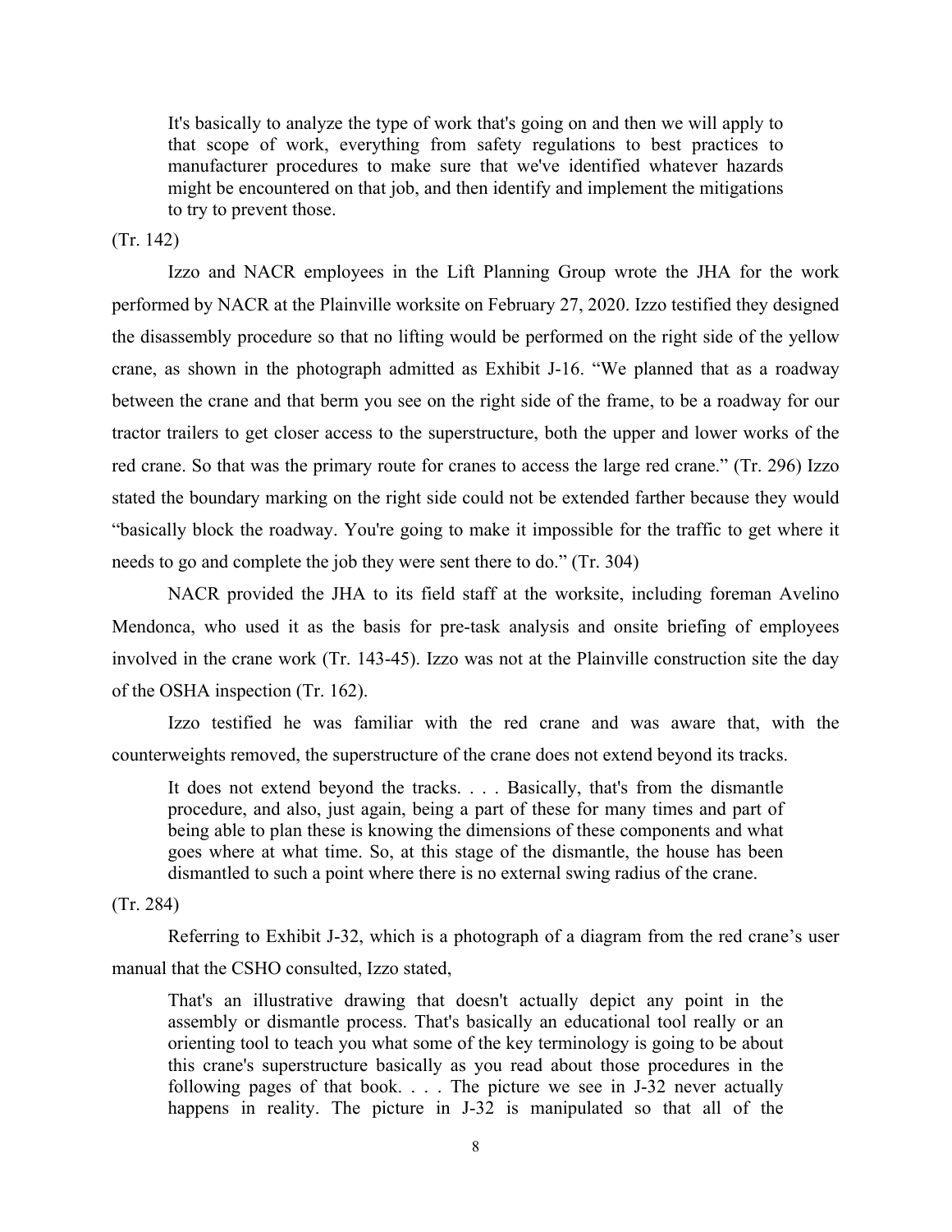> It's basically to analyze the type of work that's going on and then we will apply to that scope of work, everything from safety regulations to best practices to manufacturer procedures to make sure that we've identified whatever hazards might be encountered on that job, and then identify and implement the mitigations to try to prevent those.

(Tr. 142)

Izzo and NACR employees in the Lift Planning Group wrote the JHA for the work performed by NACR at the Plainville worksite on February 27, 2020. Izzo testified they designed the disassembly procedure so that no lifting would be performed on the right side of the yellow crane, as shown in the photograph admitted as Exhibit J-16. "We planned that as a roadway between the crane and that berm you see on the right side of the frame, to be a roadway for our tractor trailers to get closer access to the superstructure, both the upper and lower works of the red crane. So that was the primary route for cranes to access the large red crane." (Tr. 296) Izzo stated the boundary marking on the right side could not be extended farther because they would "basically block the roadway. You're going to make it impossible for the traffic to get where it needs to go and complete the job they were sent there to do." (Tr. 304)

NACR provided the JHA to its field staff at the worksite, including foreman Avelino Mendonca, who used it as the basis for pre-task analysis and onsite briefing of employees involved in the crane work (Tr. 143-45). Izzo was not at the Plainville construction site the day of the OSHA inspection (Tr. 162).

Izzo testified he was familiar with the red crane and was aware that, with the counterweights removed, the superstructure of the crane does not extend beyond its tracks.

> It does not extend beyond the tracks. . . . Basically, that's from the dismantle procedure, and also, just again, being a part of these for many times and part of being able to plan these is knowing the dimensions of these components and what goes where at what time. So, at this stage of the dismantle, the house has been dismantled to such a point where there is no external swing radius of the crane.

(Tr. 284)

Referring to Exhibit J-32, which is a photograph of a diagram from the red crane's user manual that the CSHO consulted, Izzo stated,

> That's an illustrative drawing that doesn't actually depict any point in the assembly or dismantle process. That's basically an educational tool really or an orienting tool to teach you what some of the key terminology is going to be about this crane's superstructure basically as you read about those procedures in the following pages of that book. . . . The picture we see in J-32 never actually happens in reality. The picture in J-32 is manipulated so that all of the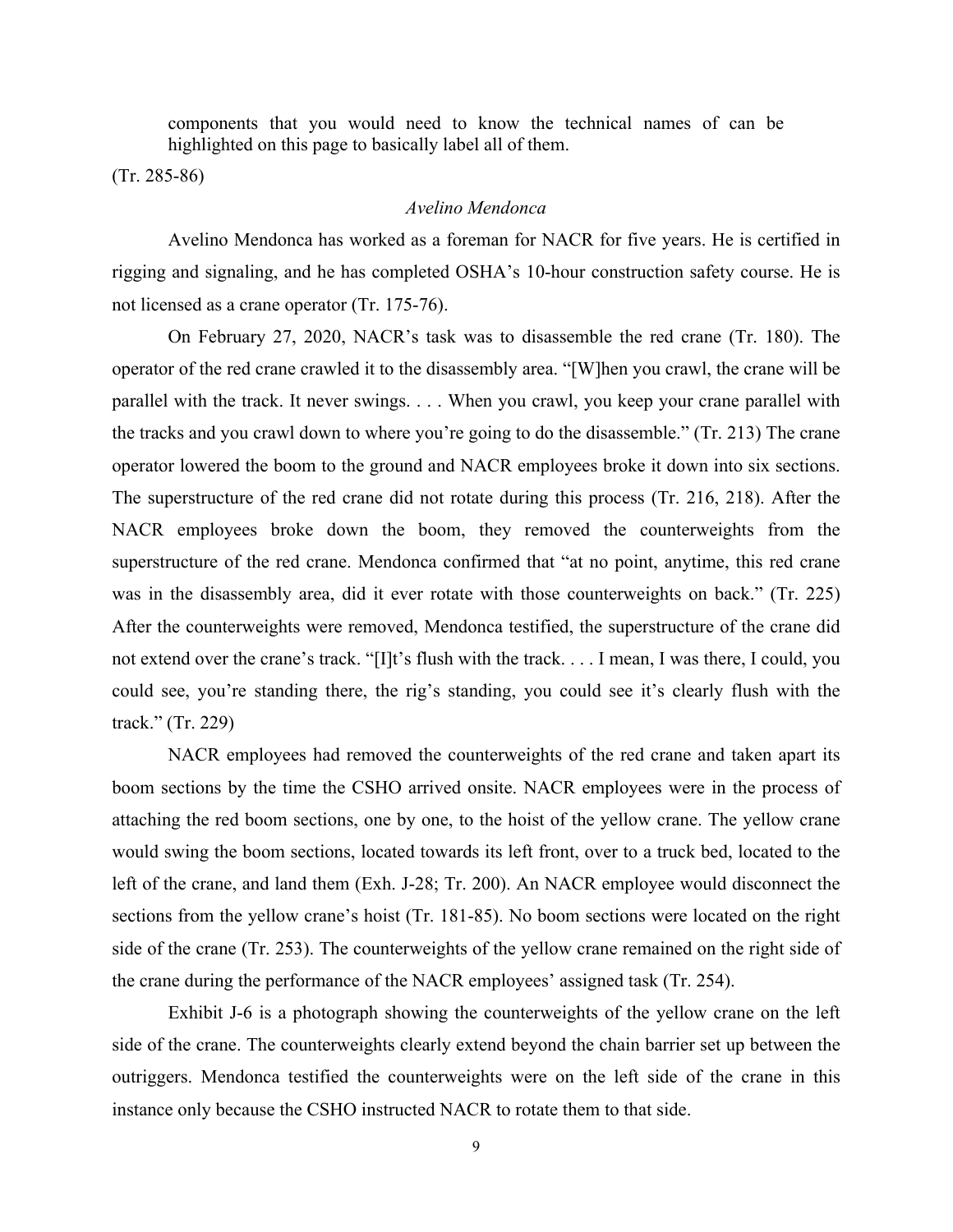> components that you would need to know the technical names of can be highlighted on this page to basically label all of them.

(Tr. 285-86)

*Avelino Mendonca*

Avelino Mendonca has worked as a foreman for NACR for five years. He is certified in rigging and signaling, and he has completed OSHA's 10-hour construction safety course. He is not licensed as a crane operator (Tr. 175-76).

On February 27, 2020, NACR's task was to disassemble the red crane (Tr. 180). The operator of the red crane crawled it to the disassembly area. "[W]hen you crawl, the crane will be parallel with the track. It never swings. . . . When you crawl, you keep your crane parallel with the tracks and you crawl down to where you're going to do the disassemble." (Tr. 213) The crane operator lowered the boom to the ground and NACR employees broke it down into six sections. The superstructure of the red crane did not rotate during this process (Tr. 216, 218). After the NACR employees broke down the boom, they removed the counterweights from the superstructure of the red crane. Mendonca confirmed that "at no point, anytime, this red crane was in the disassembly area, did it ever rotate with those counterweights on back." (Tr. 225) After the counterweights were removed, Mendonca testified, the superstructure of the crane did not extend over the crane's track. "[I]t's flush with the track. . . . I mean, I was there, I could, you could see, you're standing there, the rig's standing, you could see it's clearly flush with the track." (Tr. 229)

NACR employees had removed the counterweights of the red crane and taken apart its boom sections by the time the CSHO arrived onsite. NACR employees were in the process of attaching the red boom sections, one by one, to the hoist of the yellow crane. The yellow crane would swing the boom sections, located towards its left front, over to a truck bed, located to the left of the crane, and land them (Exh. J-28; Tr. 200). An NACR employee would disconnect the sections from the yellow crane's hoist (Tr. 181-85). No boom sections were located on the right side of the crane (Tr. 253). The counterweights of the yellow crane remained on the right side of the crane during the performance of the NACR employees' assigned task (Tr. 254).

Exhibit J-6 is a photograph showing the counterweights of the yellow crane on the left side of the crane. The counterweights clearly extend beyond the chain barrier set up between the outriggers. Mendonca testified the counterweights were on the left side of the crane in this instance only because the CSHO instructed NACR to rotate them to that side.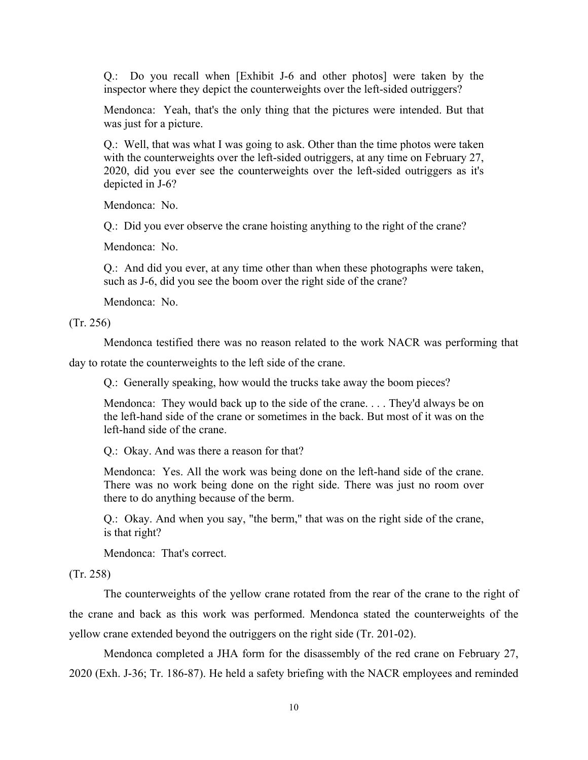> Q.: Do you recall when [Exhibit J-6 and other photos] were taken by the inspector where they depict the counterweights over the left-sided outriggers?
>
> Mendonca: Yeah, that's the only thing that the pictures were intended. But that was just for a picture.
>
> Q.: Well, that was what I was going to ask. Other than the time photos were taken with the counterweights over the left-sided outriggers, at any time on February 27, 2020, did you ever see the counterweights over the left-sided outriggers as it's depicted in J-6?
>
> Mendonca: No.
>
> Q.: Did you ever observe the crane hoisting anything to the right of the crane?
>
> Mendonca: No.
>
> Q.: And did you ever, at any time other than when these photographs were taken, such as J-6, did you see the boom over the right side of the crane?
>
> Mendonca: No.

(Tr. 256)

Mendonca testified there was no reason related to the work NACR was performing that day to rotate the counterweights to the left side of the crane.

> Q.: Generally speaking, how would the trucks take away the boom pieces?
>
> Mendonca: They would back up to the side of the crane. . . . They'd always be on the left-hand side of the crane or sometimes in the back. But most of it was on the left-hand side of the crane.
>
> Q.: Okay. And was there a reason for that?
>
> Mendonca: Yes. All the work was being done on the left-hand side of the crane. There was no work being done on the right side. There was just no room over there to do anything because of the berm.
>
> Q.: Okay. And when you say, "the berm," that was on the right side of the crane, is that right?
>
> Mendonca: That's correct.

(Tr. 258)

The counterweights of the yellow crane rotated from the rear of the crane to the right of the crane and back as this work was performed. Mendonca stated the counterweights of the yellow crane extended beyond the outriggers on the right side (Tr. 201-02).

Mendonca completed a JHA form for the disassembly of the red crane on February 27, 2020 (Exh. J-36; Tr. 186-87). He held a safety briefing with the NACR employees and reminded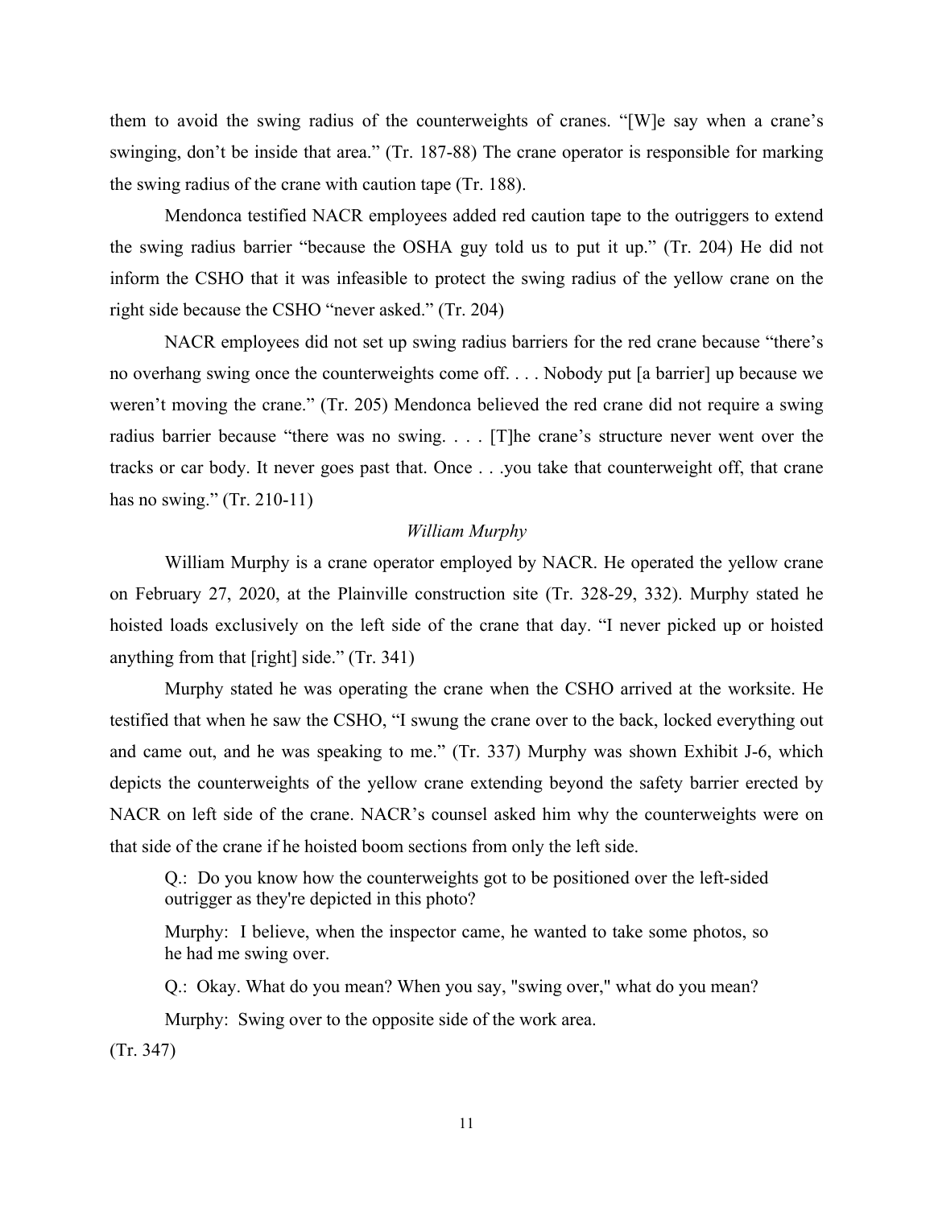them to avoid the swing radius of the counterweights of cranes. "[W]e say when a crane's swinging, don't be inside that area." (Tr. 187-88) The crane operator is responsible for marking the swing radius of the crane with caution tape (Tr. 188).

Mendonca testified NACR employees added red caution tape to the outriggers to extend the swing radius barrier "because the OSHA guy told us to put it up." (Tr. 204) He did not inform the CSHO that it was infeasible to protect the swing radius of the yellow crane on the right side because the CSHO "never asked." (Tr. 204)

NACR employees did not set up swing radius barriers for the red crane because "there's no overhang swing once the counterweights come off. . . . Nobody put [a barrier] up because we weren't moving the crane." (Tr. 205) Mendonca believed the red crane did not require a swing radius barrier because "there was no swing. . . . [T]he crane's structure never went over the tracks or car body. It never goes past that. Once . . .you take that counterweight off, that crane has no swing." (Tr. 210-11)

*William Murphy*

William Murphy is a crane operator employed by NACR. He operated the yellow crane on February 27, 2020, at the Plainville construction site (Tr. 328-29, 332). Murphy stated he hoisted loads exclusively on the left side of the crane that day. "I never picked up or hoisted anything from that [right] side." (Tr. 341)

Murphy stated he was operating the crane when the CSHO arrived at the worksite. He testified that when he saw the CSHO, "I swung the crane over to the back, locked everything out and came out, and he was speaking to me." (Tr. 337) Murphy was shown Exhibit J-6, which depicts the counterweights of the yellow crane extending beyond the safety barrier erected by NACR on left side of the crane. NACR's counsel asked him why the counterweights were on that side of the crane if he hoisted boom sections from only the left side.

> Q.: Do you know how the counterweights got to be positioned over the left-sided outrigger as they're depicted in this photo?
>
> Murphy: I believe, when the inspector came, he wanted to take some photos, so he had me swing over.
>
> Q.: Okay. What do you mean? When you say, "swing over," what do you mean?
>
> Murphy: Swing over to the opposite side of the work area.

(Tr. 347)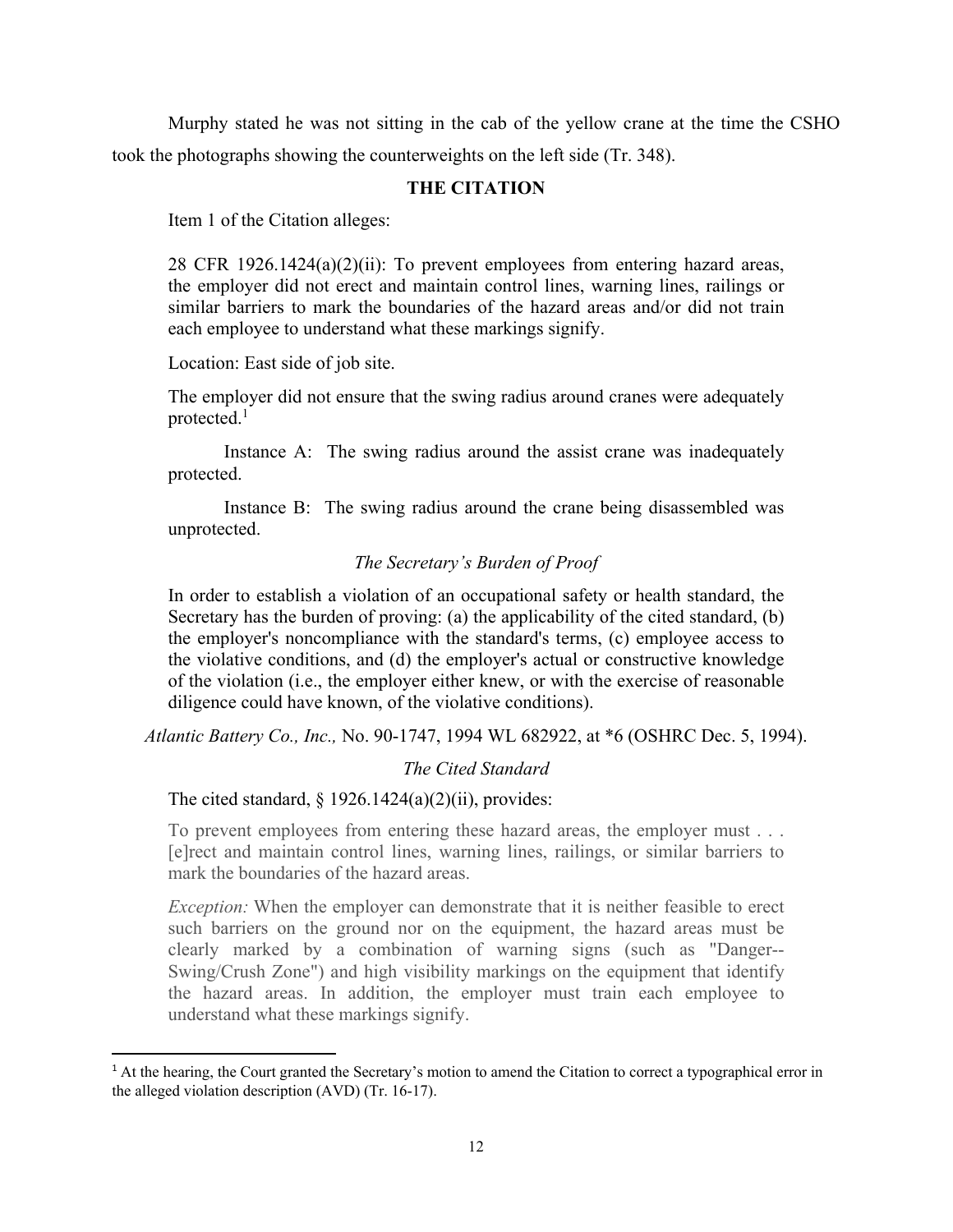Murphy stated he was not sitting in the cab of the yellow crane at the time the CSHO took the photographs showing the counterweights on the left side (Tr. 348).

## THE CITATION

Item 1 of the Citation alleges:

> 28 CFR 1926.1424(a)(2)(ii): To prevent employees from entering hazard areas, the employer did not erect and maintain control lines, warning lines, railings or similar barriers to mark the boundaries of the hazard areas and/or did not train each employee to understand what these markings signify.
>
> Location: East side of job site.
>
> The employer did not ensure that the swing radius around cranes were adequately protected.[1]
>
> Instance A: The swing radius around the assist crane was inadequately protected.
>
> Instance B: The swing radius around the crane being disassembled was unprotected.

### *The Secretary's Burden of Proof*

> In order to establish a violation of an occupational safety or health standard, the Secretary has the burden of proving: (a) the applicability of the cited standard, (b) the employer's noncompliance with the standard's terms, (c) employee access to the violative conditions, and (d) the employer's actual or constructive knowledge of the violation (i.e., the employer either knew, or with the exercise of reasonable diligence could have known, of the violative conditions).

*Atlantic Battery Co., Inc.,* No. 90-1747, 1994 WL 682922, at *6 (OSHRC Dec. 5, 1994).

### *The Cited Standard*

The cited standard, § 1926.1424(a)(2)(ii), provides:

> To prevent employees from entering these hazard areas, the employer must . . . [e]rect and maintain control lines, warning lines, railings, or similar barriers to mark the boundaries of the hazard areas.
>
> *Exception:* When the employer can demonstrate that it is neither feasible to erect such barriers on the ground nor on the equipment, the hazard areas must be clearly marked by a combination of warning signs (such as "Danger--Swing/Crush Zone") and high visibility markings on the equipment that identify the hazard areas. In addition, the employer must train each employee to understand what these markings signify.

---

[1] At the hearing, the Court granted the Secretary's motion to amend the Citation to correct a typographical error in the alleged violation description (AVD) (Tr. 16-17).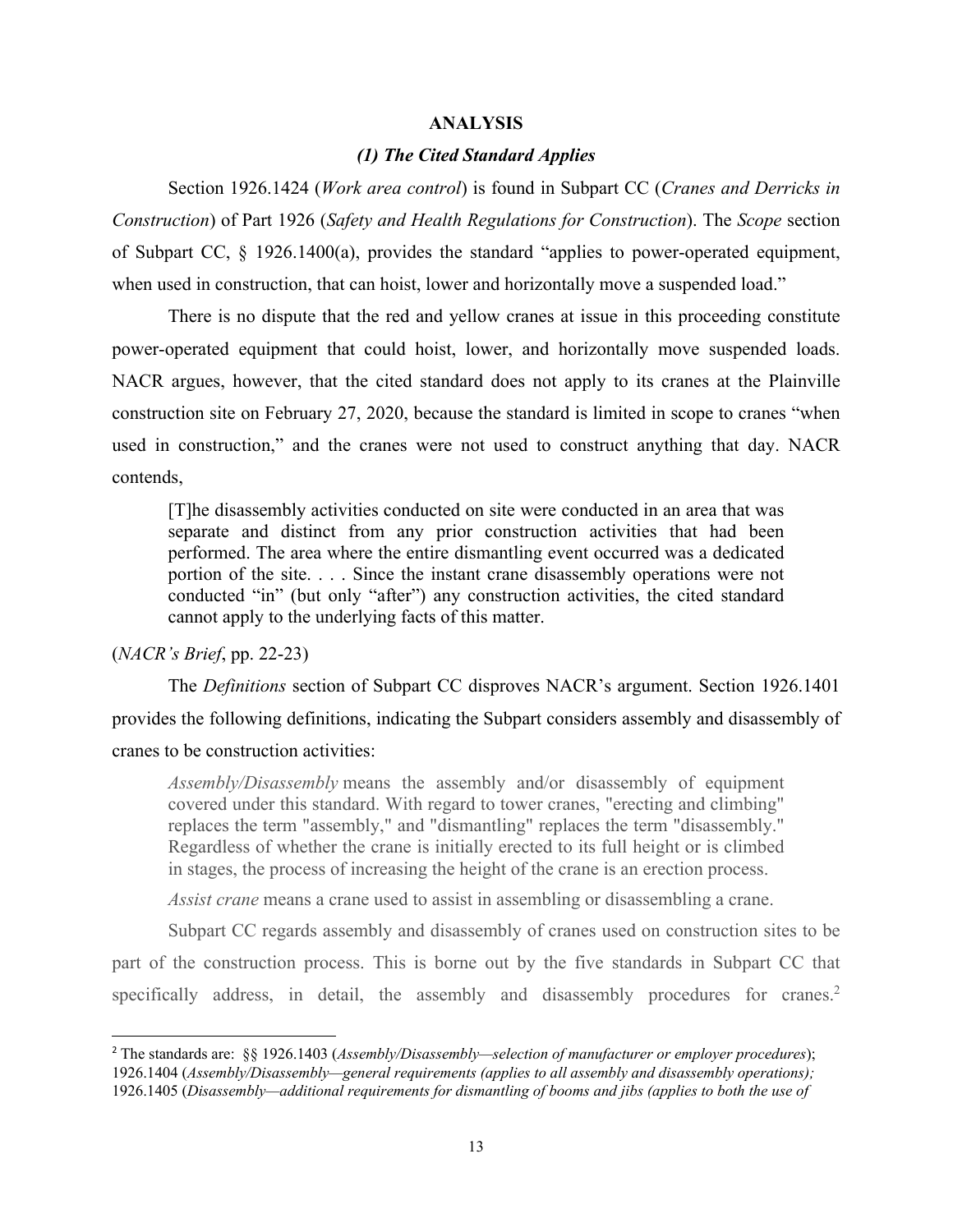**ANALYSIS**

***(1) The Cited Standard Applies***

Section 1926.1424 (*Work area control*) is found in Subpart CC (*Cranes and Derricks in Construction*) of Part 1926 (*Safety and Health Regulations for Construction*). The *Scope* section of Subpart CC, § 1926.1400(a), provides the standard "applies to power-operated equipment, when used in construction, that can hoist, lower and horizontally move a suspended load."

There is no dispute that the red and yellow cranes at issue in this proceeding constitute power-operated equipment that could hoist, lower, and horizontally move suspended loads. NACR argues, however, that the cited standard does not apply to its cranes at the Plainville construction site on February 27, 2020, because the standard is limited in scope to cranes "when used in construction," and the cranes were not used to construct anything that day. NACR contends,

> [T]he disassembly activities conducted on site were conducted in an area that was separate and distinct from any prior construction activities that had been performed. The area where the entire dismantling event occurred was a dedicated portion of the site. . . . Since the instant crane disassembly operations were not conducted "in" (but only "after") any construction activities, the cited standard cannot apply to the underlying facts of this matter.

(*NACR's Brief*, pp. 22-23)

The *Definitions* section of Subpart CC disproves NACR's argument. Section 1926.1401 provides the following definitions, indicating the Subpart considers assembly and disassembly of cranes to be construction activities:

> *Assembly/Disassembly* means the assembly and/or disassembly of equipment covered under this standard. With regard to tower cranes, "erecting and climbing" replaces the term "assembly," and "dismantling" replaces the term "disassembly." Regardless of whether the crane is initially erected to its full height or is climbed in stages, the process of increasing the height of the crane is an erection process.
>
> *Assist crane* means a crane used to assist in assembling or disassembling a crane.

Subpart CC regards assembly and disassembly of cranes used on construction sites to be part of the construction process. This is borne out by the five standards in Subpart CC that specifically address, in detail, the assembly and disassembly procedures for cranes.[2]

[2] The standards are: §§ 1926.1403 (*Assembly/Disassembly—selection of manufacturer or employer procedures*); 1926.1404 (*Assembly/Disassembly—general requirements (applies to all assembly and disassembly operations);* 1926.1405 (*Disassembly—additional requirements for dismantling of booms and jibs (applies to both the use of*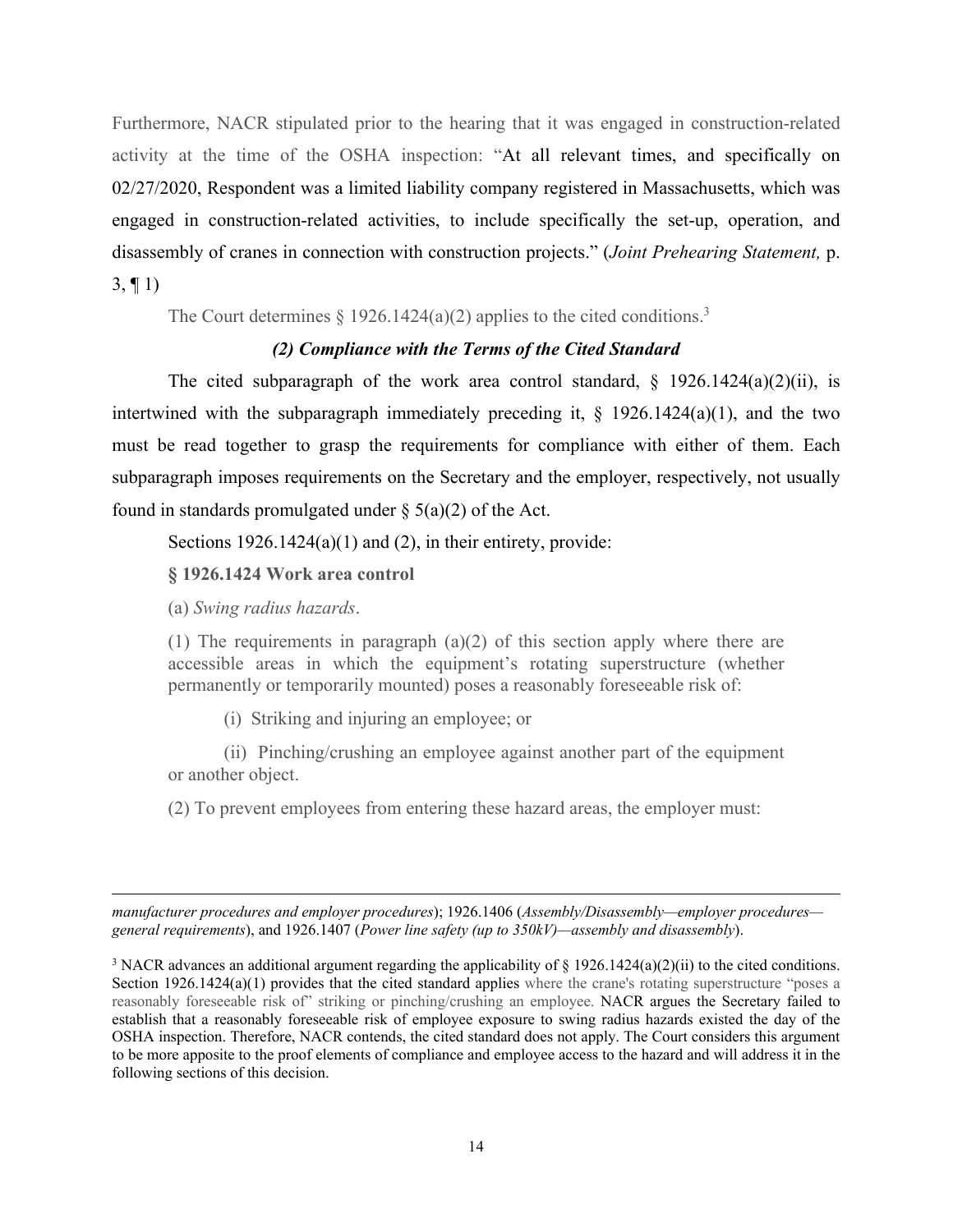Furthermore, NACR stipulated prior to the hearing that it was engaged in construction-related activity at the time of the OSHA inspection: "At all relevant times, and specifically on 02/27/2020, Respondent was a limited liability company registered in Massachusetts, which was engaged in construction-related activities, to include specifically the set-up, operation, and disassembly of cranes in connection with construction projects." (*Joint Prehearing Statement,* p. 3, ¶ 1)

The Court determines § 1926.1424(a)(2) applies to the cited conditions.[3]

### *(2) Compliance with the Terms of the Cited Standard*

The cited subparagraph of the work area control standard, § 1926.1424(a)(2)(ii), is intertwined with the subparagraph immediately preceding it, § 1926.1424(a)(1), and the two must be read together to grasp the requirements for compliance with either of them. Each subparagraph imposes requirements on the Secretary and the employer, respectively, not usually found in standards promulgated under § 5(a)(2) of the Act.

Sections 1926.1424(a)(1) and (2), in their entirety, provide:

> **§ 1926.1424 Work area control**
>
> (a) *Swing radius hazards*.
>
> (1) The requirements in paragraph (a)(2) of this section apply where there are accessible areas in which the equipment's rotating superstructure (whether permanently or temporarily mounted) poses a reasonably foreseeable risk of:
>
> (i) Striking and injuring an employee; or
>
> (ii) Pinching/crushing an employee against another part of the equipment or another object.
>
> (2) To prevent employees from entering these hazard areas, the employer must:

---

*manufacturer procedures and employer procedures*); 1926.1406 (*Assembly/Disassembly—employer procedures—general requirements*), and 1926.1407 (*Power line safety (up to 350kV)—assembly and disassembly*).

[3] NACR advances an additional argument regarding the applicability of § 1926.1424(a)(2)(ii) to the cited conditions. Section 1926.1424(a)(1) provides that the cited standard applies where the crane's rotating superstructure "poses a reasonably foreseeable risk of" striking or pinching/crushing an employee. NACR argues the Secretary failed to establish that a reasonably foreseeable risk of employee exposure to swing radius hazards existed the day of the OSHA inspection. Therefore, NACR contends, the cited standard does not apply. The Court considers this argument to be more apposite to the proof elements of compliance and employee access to the hazard and will address it in the following sections of this decision.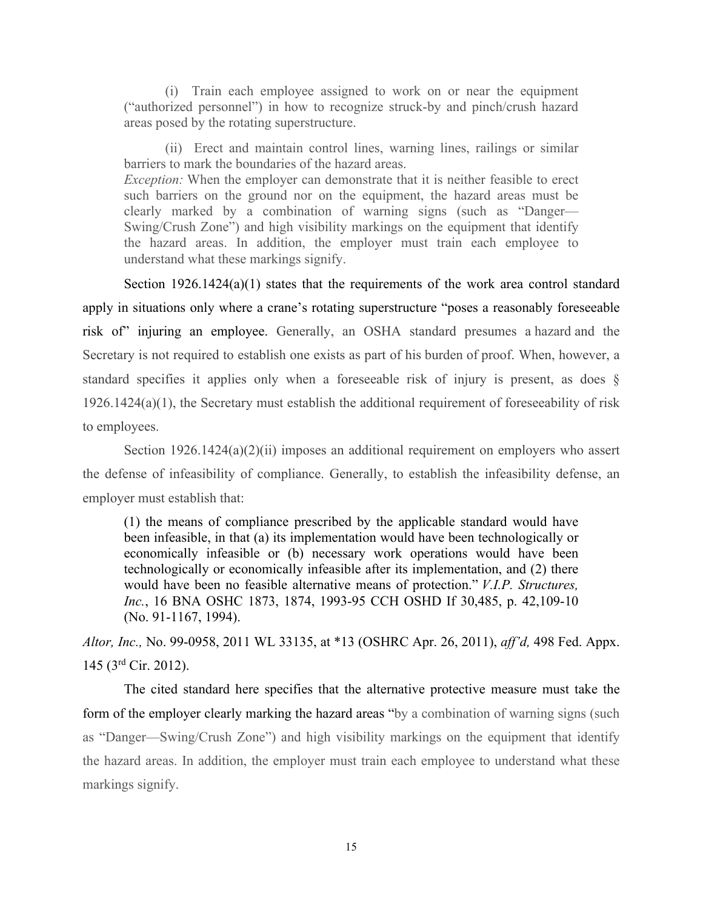> (i) Train each employee assigned to work on or near the equipment ("authorized personnel") in how to recognize struck-by and pinch/crush hazard areas posed by the rotating superstructure.
>
> (ii) Erect and maintain control lines, warning lines, railings or similar barriers to mark the boundaries of the hazard areas.
> *Exception:* When the employer can demonstrate that it is neither feasible to erect such barriers on the ground nor on the equipment, the hazard areas must be clearly marked by a combination of warning signs (such as "Danger—Swing/Crush Zone") and high visibility markings on the equipment that identify the hazard areas. In addition, the employer must train each employee to understand what these markings signify.

Section 1926.1424(a)(1) states that the requirements of the work area control standard apply in situations only where a crane's rotating superstructure "poses a reasonably foreseeable risk of" injuring an employee. Generally, an OSHA standard presumes a hazard and the Secretary is not required to establish one exists as part of his burden of proof. When, however, a standard specifies it applies only when a foreseeable risk of injury is present, as does § 1926.1424(a)(1), the Secretary must establish the additional requirement of foreseeability of risk to employees.

Section 1926.1424(a)(2)(ii) imposes an additional requirement on employers who assert the defense of infeasibility of compliance. Generally, to establish the infeasibility defense, an employer must establish that:

> (1) the means of compliance prescribed by the applicable standard would have been infeasible, in that (a) its implementation would have been technologically or economically infeasible or (b) necessary work operations would have been technologically or economically infeasible after its implementation, and (2) there would have been no feasible alternative means of protection." *V.I.P. Structures, Inc.*, 16 BNA OSHC 1873, 1874, 1993-95 CCH OSHD If 30,485, p. 42,109-10 (No. 91-1167, 1994).

*Altor, Inc.,* No. 99-0958, 2011 WL 33135, at *13 (OSHRC Apr. 26, 2011), *aff'd,* 498 Fed. Appx. 145 (3rd Cir. 2012).

The cited standard here specifies that the alternative protective measure must take the form of the employer clearly marking the hazard areas "by a combination of warning signs (such as "Danger—Swing/Crush Zone") and high visibility markings on the equipment that identify the hazard areas. In addition, the employer must train each employee to understand what these markings signify.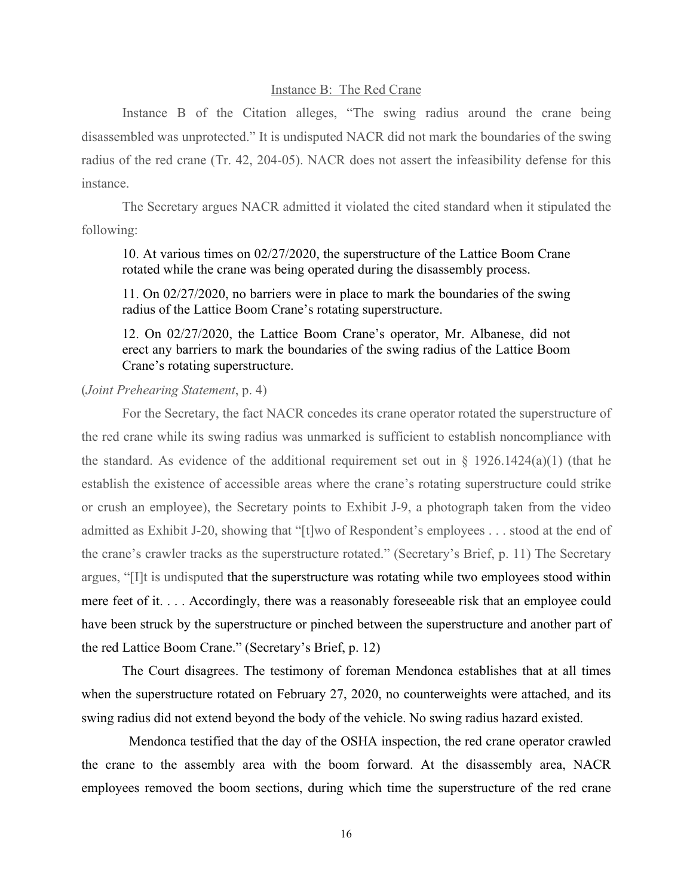Instance B: The Red Crane

Instance B of the Citation alleges, "The swing radius around the crane being disassembled was unprotected." It is undisputed NACR did not mark the boundaries of the swing radius of the red crane (Tr. 42, 204-05). NACR does not assert the infeasibility defense for this instance.

The Secretary argues NACR admitted it violated the cited standard when it stipulated the following:

> 10. At various times on 02/27/2020, the superstructure of the Lattice Boom Crane rotated while the crane was being operated during the disassembly process.
>
> 11. On 02/27/2020, no barriers were in place to mark the boundaries of the swing radius of the Lattice Boom Crane's rotating superstructure.
>
> 12. On 02/27/2020, the Lattice Boom Crane's operator, Mr. Albanese, did not erect any barriers to mark the boundaries of the swing radius of the Lattice Boom Crane's rotating superstructure.

(*Joint Prehearing Statement*, p. 4)

For the Secretary, the fact NACR concedes its crane operator rotated the superstructure of the red crane while its swing radius was unmarked is sufficient to establish noncompliance with the standard. As evidence of the additional requirement set out in § 1926.1424(a)(1) (that he establish the existence of accessible areas where the crane's rotating superstructure could strike or crush an employee), the Secretary points to Exhibit J-9, a photograph taken from the video admitted as Exhibit J-20, showing that "[t]wo of Respondent's employees . . . stood at the end of the crane's crawler tracks as the superstructure rotated." (Secretary's Brief, p. 11) The Secretary argues, "[I]t is undisputed that the superstructure was rotating while two employees stood within mere feet of it. . . . Accordingly, there was a reasonably foreseeable risk that an employee could have been struck by the superstructure or pinched between the superstructure and another part of the red Lattice Boom Crane." (Secretary's Brief, p. 12)

The Court disagrees. The testimony of foreman Mendonca establishes that at all times when the superstructure rotated on February 27, 2020, no counterweights were attached, and its swing radius did not extend beyond the body of the vehicle. No swing radius hazard existed.

Mendonca testified that the day of the OSHA inspection, the red crane operator crawled the crane to the assembly area with the boom forward. At the disassembly area, NACR employees removed the boom sections, during which time the superstructure of the red crane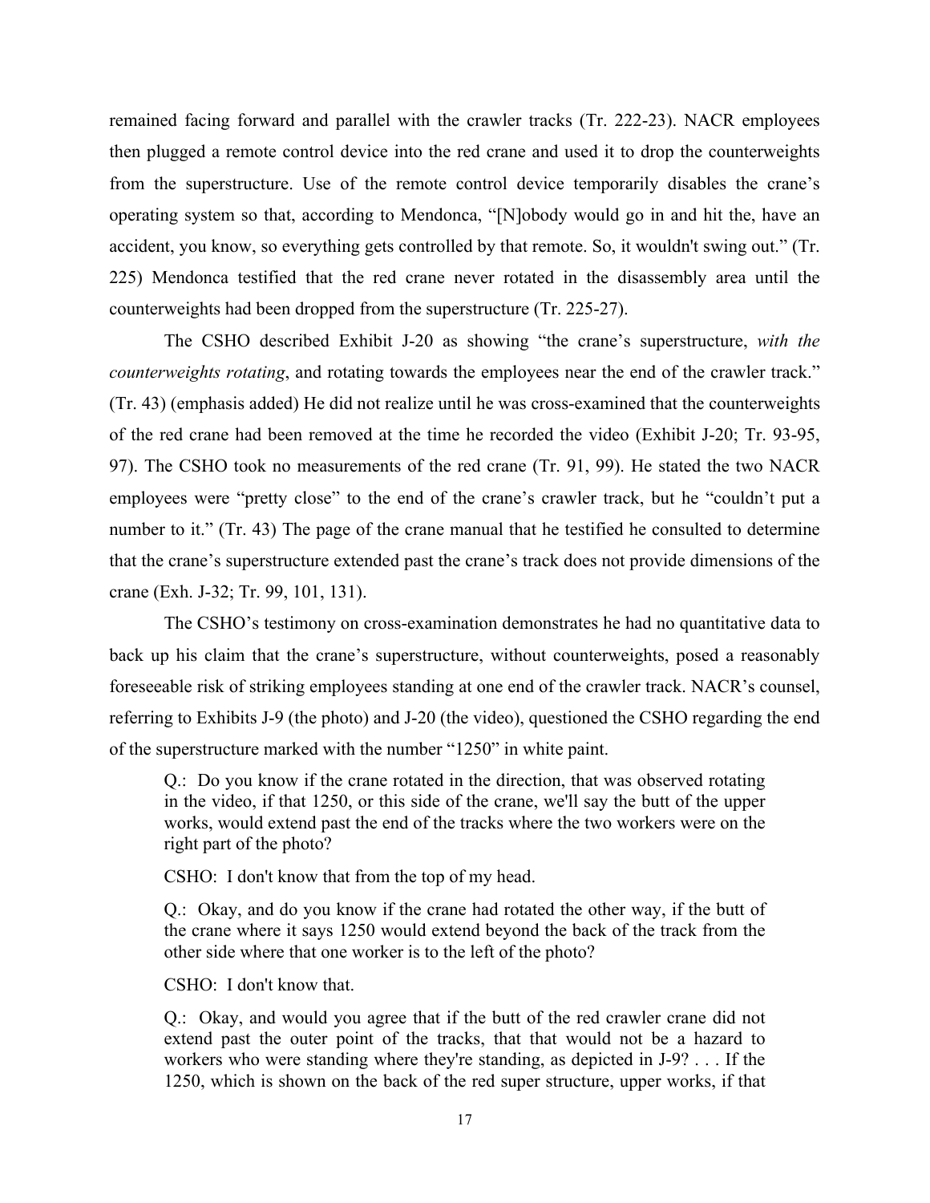remained facing forward and parallel with the crawler tracks (Tr. 222-23). NACR employees then plugged a remote control device into the red crane and used it to drop the counterweights from the superstructure. Use of the remote control device temporarily disables the crane's operating system so that, according to Mendonca, "[N]obody would go in and hit the, have an accident, you know, so everything gets controlled by that remote. So, it wouldn't swing out." (Tr. 225) Mendonca testified that the red crane never rotated in the disassembly area until the counterweights had been dropped from the superstructure (Tr. 225-27).

The CSHO described Exhibit J-20 as showing "the crane's superstructure, *with the counterweights rotating*, and rotating towards the employees near the end of the crawler track." (Tr. 43) (emphasis added) He did not realize until he was cross-examined that the counterweights of the red crane had been removed at the time he recorded the video (Exhibit J-20; Tr. 93-95, 97). The CSHO took no measurements of the red crane (Tr. 91, 99). He stated the two NACR employees were "pretty close" to the end of the crane's crawler track, but he "couldn't put a number to it." (Tr. 43) The page of the crane manual that he testified he consulted to determine that the crane's superstructure extended past the crane's track does not provide dimensions of the crane (Exh. J-32; Tr. 99, 101, 131).

The CSHO's testimony on cross-examination demonstrates he had no quantitative data to back up his claim that the crane's superstructure, without counterweights, posed a reasonably foreseeable risk of striking employees standing at one end of the crawler track. NACR's counsel, referring to Exhibits J-9 (the photo) and J-20 (the video), questioned the CSHO regarding the end of the superstructure marked with the number "1250" in white paint.

> Q.: Do you know if the crane rotated in the direction, that was observed rotating in the video, if that 1250, or this side of the crane, we'll say the butt of the upper works, would extend past the end of the tracks where the two workers were on the right part of the photo?
>
> CSHO: I don't know that from the top of my head.
>
> Q.: Okay, and do you know if the crane had rotated the other way, if the butt of the crane where it says 1250 would extend beyond the back of the track from the other side where that one worker is to the left of the photo?
>
> CSHO: I don't know that.
>
> Q.: Okay, and would you agree that if the butt of the red crawler crane did not extend past the outer point of the tracks, that that would not be a hazard to workers who were standing where they're standing, as depicted in J-9? . . . If the 1250, which is shown on the back of the red super structure, upper works, if that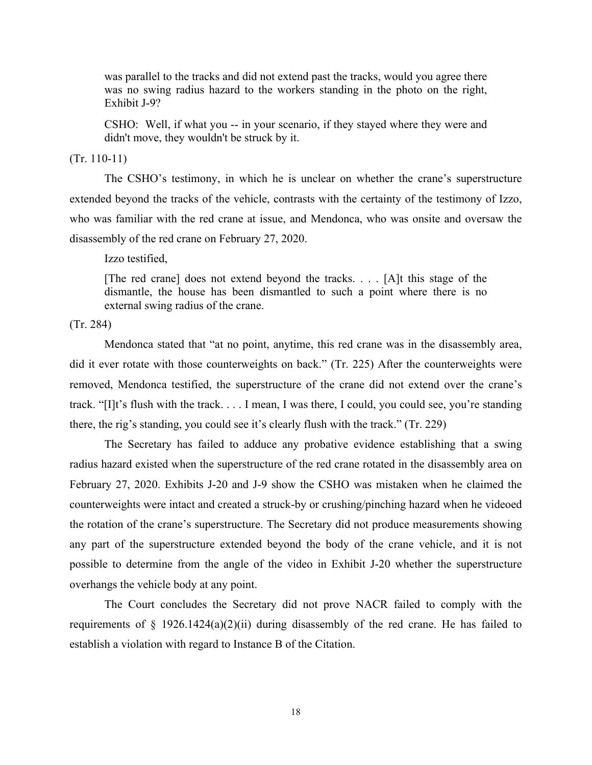> was parallel to the tracks and did not extend past the tracks, would you agree there was no swing radius hazard to the workers standing in the photo on the right, Exhibit J-9?
>
> CSHO: Well, if what you -- in your scenario, if they stayed where they were and didn't move, they wouldn't be struck by it.

(Tr. 110-11)

The CSHO's testimony, in which he is unclear on whether the crane's superstructure extended beyond the tracks of the vehicle, contrasts with the certainty of the testimony of Izzo, who was familiar with the red crane at issue, and Mendonca, who was onsite and oversaw the disassembly of the red crane on February 27, 2020.

Izzo testified,

> [The red crane] does not extend beyond the tracks. . . . [A]t this stage of the dismantle, the house has been dismantled to such a point where there is no external swing radius of the crane.

(Tr. 284)

Mendonca stated that "at no point, anytime, this red crane was in the disassembly area, did it ever rotate with those counterweights on back." (Tr. 225) After the counterweights were removed, Mendonca testified, the superstructure of the crane did not extend over the crane's track. "[I]t's flush with the track. . . . I mean, I was there, I could, you could see, you're standing there, the rig's standing, you could see it's clearly flush with the track." (Tr. 229)

The Secretary has failed to adduce any probative evidence establishing that a swing radius hazard existed when the superstructure of the red crane rotated in the disassembly area on February 27, 2020. Exhibits J-20 and J-9 show the CSHO was mistaken when he claimed the counterweights were intact and created a struck-by or crushing/pinching hazard when he videoed the rotation of the crane's superstructure. The Secretary did not produce measurements showing any part of the superstructure extended beyond the body of the crane vehicle, and it is not possible to determine from the angle of the video in Exhibit J-20 whether the superstructure overhangs the vehicle body at any point.

The Court concludes the Secretary did not prove NACR failed to comply with the requirements of § 1926.1424(a)(2)(ii) during disassembly of the red crane. He has failed to establish a violation with regard to Instance B of the Citation.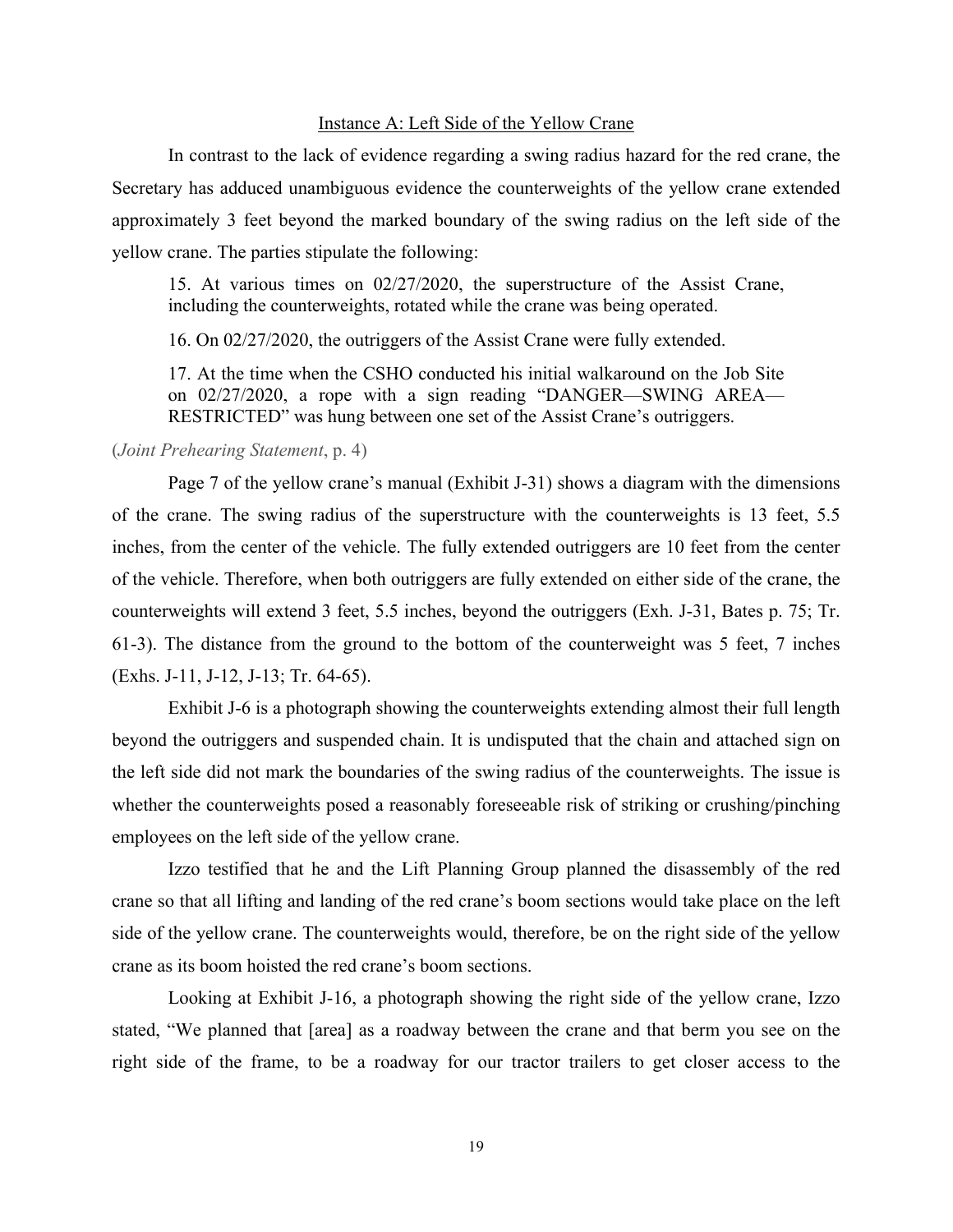<u>Instance A: Left Side of the Yellow Crane</u>

In contrast to the lack of evidence regarding a swing radius hazard for the red crane, the Secretary has adduced unambiguous evidence the counterweights of the yellow crane extended approximately 3 feet beyond the marked boundary of the swing radius on the left side of the yellow crane. The parties stipulate the following:

> 15. At various times on 02/27/2020, the superstructure of the Assist Crane, including the counterweights, rotated while the crane was being operated.
>
> 16. On 02/27/2020, the outriggers of the Assist Crane were fully extended.
>
> 17. At the time when the CSHO conducted his initial walkaround on the Job Site on 02/27/2020, a rope with a sign reading "DANGER—SWING AREA—RESTRICTED" was hung between one set of the Assist Crane's outriggers.

(*Joint Prehearing Statement*, p. 4)

Page 7 of the yellow crane's manual (Exhibit J-31) shows a diagram with the dimensions of the crane. The swing radius of the superstructure with the counterweights is 13 feet, 5.5 inches, from the center of the vehicle. The fully extended outriggers are 10 feet from the center of the vehicle. Therefore, when both outriggers are fully extended on either side of the crane, the counterweights will extend 3 feet, 5.5 inches, beyond the outriggers (Exh. J-31, Bates p. 75; Tr. 61-3). The distance from the ground to the bottom of the counterweight was 5 feet, 7 inches (Exhs. J-11, J-12, J-13; Tr. 64-65).

Exhibit J-6 is a photograph showing the counterweights extending almost their full length beyond the outriggers and suspended chain. It is undisputed that the chain and attached sign on the left side did not mark the boundaries of the swing radius of the counterweights. The issue is whether the counterweights posed a reasonably foreseeable risk of striking or crushing/pinching employees on the left side of the yellow crane.

Izzo testified that he and the Lift Planning Group planned the disassembly of the red crane so that all lifting and landing of the red crane's boom sections would take place on the left side of the yellow crane. The counterweights would, therefore, be on the right side of the yellow crane as its boom hoisted the red crane's boom sections.

Looking at Exhibit J-16, a photograph showing the right side of the yellow crane, Izzo stated, "We planned that [area] as a roadway between the crane and that berm you see on the right side of the frame, to be a roadway for our tractor trailers to get closer access to the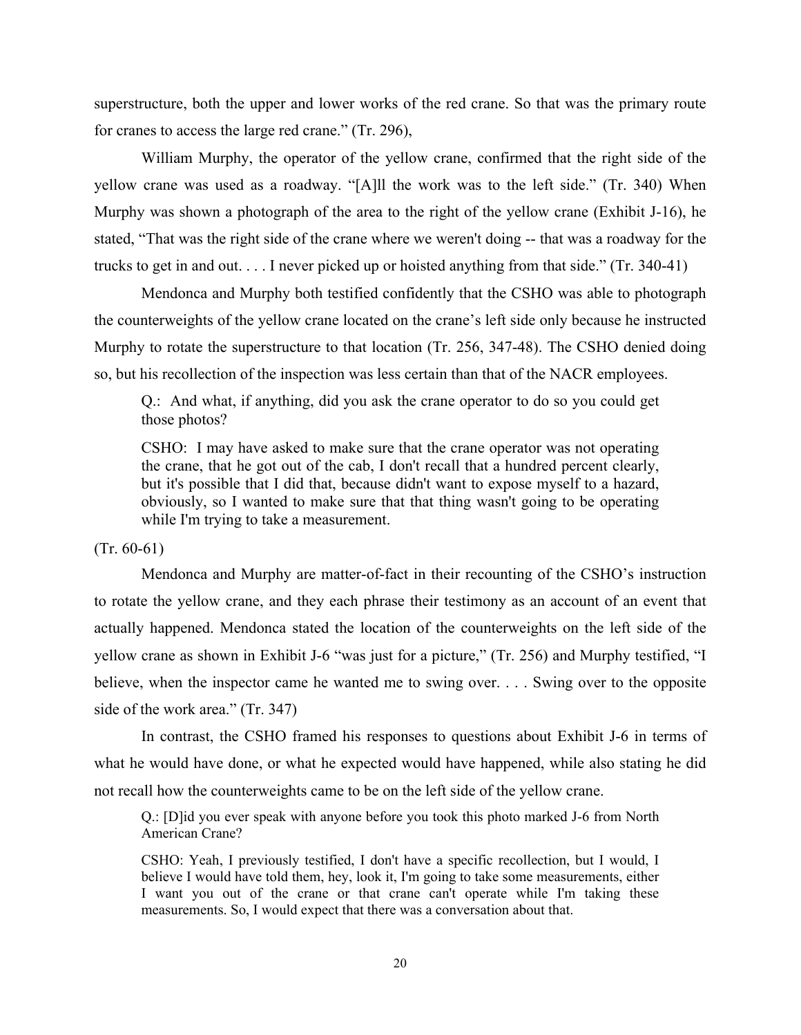superstructure, both the upper and lower works of the red crane. So that was the primary route for cranes to access the large red crane." (Tr. 296),

William Murphy, the operator of the yellow crane, confirmed that the right side of the yellow crane was used as a roadway. "[A]ll the work was to the left side." (Tr. 340) When Murphy was shown a photograph of the area to the right of the yellow crane (Exhibit J-16), he stated, "That was the right side of the crane where we weren't doing -- that was a roadway for the trucks to get in and out. . . . I never picked up or hoisted anything from that side." (Tr. 340-41)

Mendonca and Murphy both testified confidently that the CSHO was able to photograph the counterweights of the yellow crane located on the crane's left side only because he instructed Murphy to rotate the superstructure to that location (Tr. 256, 347-48). The CSHO denied doing so, but his recollection of the inspection was less certain than that of the NACR employees.

> Q.: And what, if anything, did you ask the crane operator to do so you could get those photos?
>
> CSHO: I may have asked to make sure that the crane operator was not operating the crane, that he got out of the cab, I don't recall that a hundred percent clearly, but it's possible that I did that, because didn't want to expose myself to a hazard, obviously, so I wanted to make sure that that thing wasn't going to be operating while I'm trying to take a measurement.

(Tr. 60-61)

Mendonca and Murphy are matter-of-fact in their recounting of the CSHO's instruction to rotate the yellow crane, and they each phrase their testimony as an account of an event that actually happened. Mendonca stated the location of the counterweights on the left side of the yellow crane as shown in Exhibit J-6 "was just for a picture," (Tr. 256) and Murphy testified, "I believe, when the inspector came he wanted me to swing over. . . . Swing over to the opposite side of the work area." (Tr. 347)

In contrast, the CSHO framed his responses to questions about Exhibit J-6 in terms of what he would have done, or what he expected would have happened, while also stating he did not recall how the counterweights came to be on the left side of the yellow crane.

> Q.: [D]id you ever speak with anyone before you took this photo marked J-6 from North American Crane?
>
> CSHO: Yeah, I previously testified, I don't have a specific recollection, but I would, I believe I would have told them, hey, look it, I'm going to take some measurements, either I want you out of the crane or that crane can't operate while I'm taking these measurements. So, I would expect that there was a conversation about that.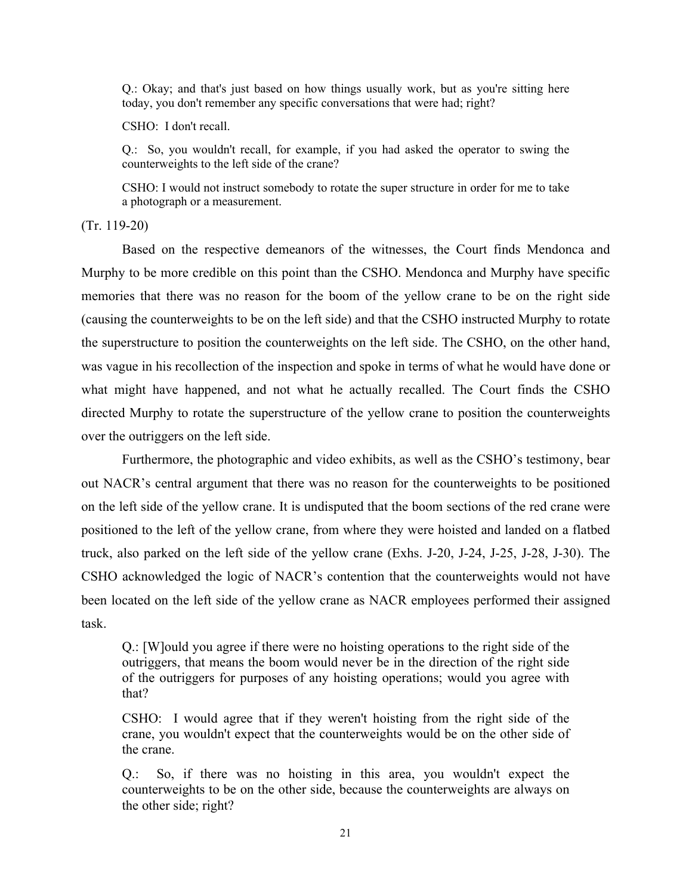> Q.: Okay; and that's just based on how things usually work, but as you're sitting here today, you don't remember any specific conversations that were had; right?
>
> CSHO: I don't recall.
>
> Q.: So, you wouldn't recall, for example, if you had asked the operator to swing the counterweights to the left side of the crane?
>
> CSHO: I would not instruct somebody to rotate the super structure in order for me to take a photograph or a measurement.

(Tr. 119-20)

Based on the respective demeanors of the witnesses, the Court finds Mendonca and Murphy to be more credible on this point than the CSHO. Mendonca and Murphy have specific memories that there was no reason for the boom of the yellow crane to be on the right side (causing the counterweights to be on the left side) and that the CSHO instructed Murphy to rotate the superstructure to position the counterweights on the left side. The CSHO, on the other hand, was vague in his recollection of the inspection and spoke in terms of what he would have done or what might have happened, and not what he actually recalled. The Court finds the CSHO directed Murphy to rotate the superstructure of the yellow crane to position the counterweights over the outriggers on the left side.

Furthermore, the photographic and video exhibits, as well as the CSHO's testimony, bear out NACR's central argument that there was no reason for the counterweights to be positioned on the left side of the yellow crane. It is undisputed that the boom sections of the red crane were positioned to the left of the yellow crane, from where they were hoisted and landed on a flatbed truck, also parked on the left side of the yellow crane (Exhs. J-20, J-24, J-25, J-28, J-30). The CSHO acknowledged the logic of NACR's contention that the counterweights would not have been located on the left side of the yellow crane as NACR employees performed their assigned task.

> Q.: [W]ould you agree if there were no hoisting operations to the right side of the outriggers, that means the boom would never be in the direction of the right side of the outriggers for purposes of any hoisting operations; would you agree with that?
>
> CSHO: I would agree that if they weren't hoisting from the right side of the crane, you wouldn't expect that the counterweights would be on the other side of the crane.
>
> Q.: So, if there was no hoisting in this area, you wouldn't expect the counterweights to be on the other side, because the counterweights are always on the other side; right?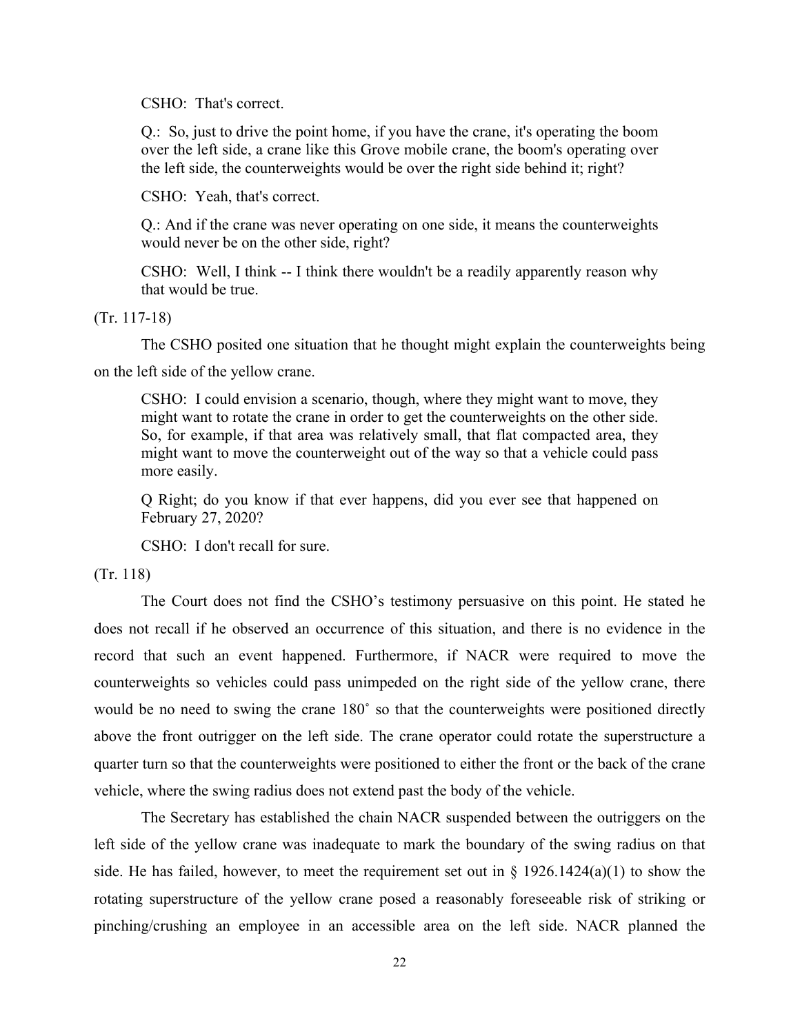CSHO: That's correct.

> Q.: So, just to drive the point home, if you have the crane, it's operating the boom over the left side, a crane like this Grove mobile crane, the boom's operating over the left side, the counterweights would be over the right side behind it; right?
>
> CSHO: Yeah, that's correct.
>
> Q.: And if the crane was never operating on one side, it means the counterweights would never be on the other side, right?
>
> CSHO: Well, I think -- I think there wouldn't be a readily apparently reason why that would be true.

(Tr. 117-18)

The CSHO posited one situation that he thought might explain the counterweights being on the left side of the yellow crane.

> CSHO: I could envision a scenario, though, where they might want to move, they might want to rotate the crane in order to get the counterweights on the other side. So, for example, if that area was relatively small, that flat compacted area, they might want to move the counterweight out of the way so that a vehicle could pass more easily.
>
> Q Right; do you know if that ever happens, did you ever see that happened on February 27, 2020?
>
> CSHO: I don't recall for sure.

(Tr. 118)

The Court does not find the CSHO's testimony persuasive on this point. He stated he does not recall if he observed an occurrence of this situation, and there is no evidence in the record that such an event happened. Furthermore, if NACR were required to move the counterweights so vehicles could pass unimpeded on the right side of the yellow crane, there would be no need to swing the crane 180˚ so that the counterweights were positioned directly above the front outrigger on the left side. The crane operator could rotate the superstructure a quarter turn so that the counterweights were positioned to either the front or the back of the crane vehicle, where the swing radius does not extend past the body of the vehicle.

The Secretary has established the chain NACR suspended between the outriggers on the left side of the yellow crane was inadequate to mark the boundary of the swing radius on that side. He has failed, however, to meet the requirement set out in § 1926.1424(a)(1) to show the rotating superstructure of the yellow crane posed a reasonably foreseeable risk of striking or pinching/crushing an employee in an accessible area on the left side. NACR planned the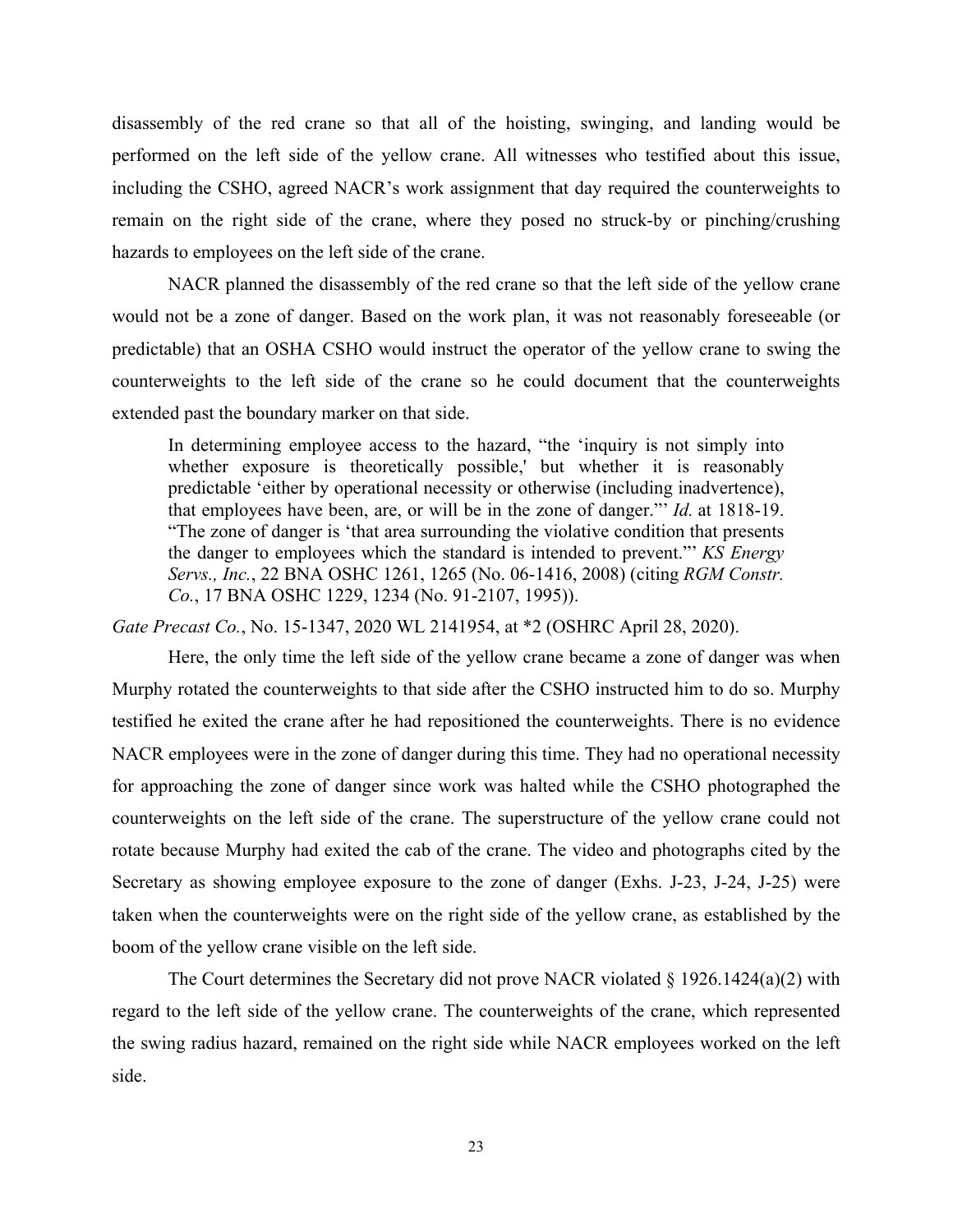disassembly of the red crane so that all of the hoisting, swinging, and landing would be performed on the left side of the yellow crane. All witnesses who testified about this issue, including the CSHO, agreed NACR's work assignment that day required the counterweights to remain on the right side of the crane, where they posed no struck-by or pinching/crushing hazards to employees on the left side of the crane.

NACR planned the disassembly of the red crane so that the left side of the yellow crane would not be a zone of danger. Based on the work plan, it was not reasonably foreseeable (or predictable) that an OSHA CSHO would instruct the operator of the yellow crane to swing the counterweights to the left side of the crane so he could document that the counterweights extended past the boundary marker on that side.

> In determining employee access to the hazard, "the 'inquiry is not simply into whether exposure is theoretically possible,' but whether it is reasonably predictable 'either by operational necessity or otherwise (including inadvertence), that employees have been, are, or will be in the zone of danger."' *Id.* at 1818-19. "The zone of danger is 'that area surrounding the violative condition that presents the danger to employees which the standard is intended to prevent."' *KS Energy Servs., Inc.*, 22 BNA OSHC 1261, 1265 (No. 06-1416, 2008) (citing *RGM Constr. Co.*, 17 BNA OSHC 1229, 1234 (No. 91-2107, 1995)).

*Gate Precast Co.*, No. 15-1347, 2020 WL 2141954, at *2 (OSHRC April 28, 2020).

Here, the only time the left side of the yellow crane became a zone of danger was when Murphy rotated the counterweights to that side after the CSHO instructed him to do so. Murphy testified he exited the crane after he had repositioned the counterweights. There is no evidence NACR employees were in the zone of danger during this time. They had no operational necessity for approaching the zone of danger since work was halted while the CSHO photographed the counterweights on the left side of the crane. The superstructure of the yellow crane could not rotate because Murphy had exited the cab of the crane. The video and photographs cited by the Secretary as showing employee exposure to the zone of danger (Exhs. J-23, J-24, J-25) were taken when the counterweights were on the right side of the yellow crane, as established by the boom of the yellow crane visible on the left side.

The Court determines the Secretary did not prove NACR violated § 1926.1424(a)(2) with regard to the left side of the yellow crane. The counterweights of the crane, which represented the swing radius hazard, remained on the right side while NACR employees worked on the left side.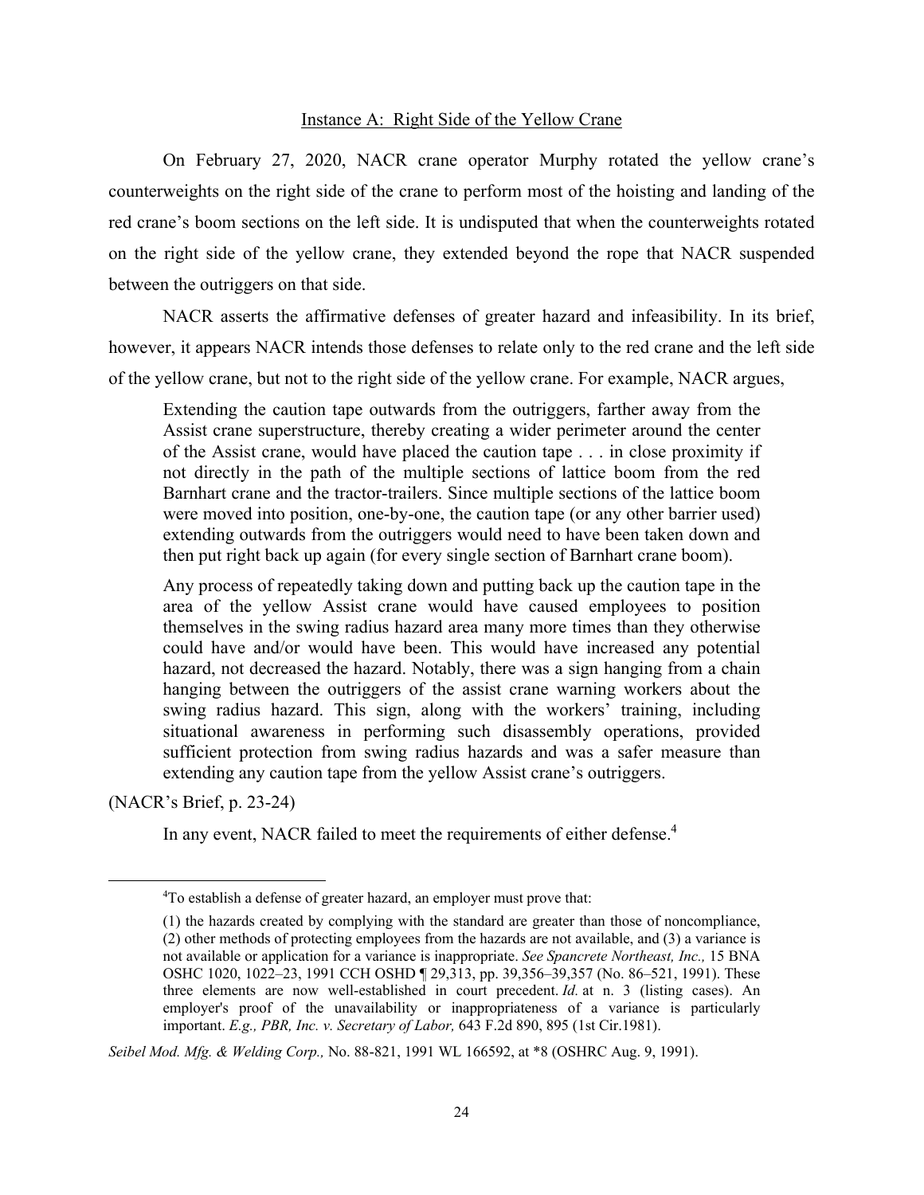Instance A: Right Side of the Yellow Crane

On February 27, 2020, NACR crane operator Murphy rotated the yellow crane's counterweights on the right side of the crane to perform most of the hoisting and landing of the red crane's boom sections on the left side. It is undisputed that when the counterweights rotated on the right side of the yellow crane, they extended beyond the rope that NACR suspended between the outriggers on that side.

NACR asserts the affirmative defenses of greater hazard and infeasibility. In its brief, however, it appears NACR intends those defenses to relate only to the red crane and the left side of the yellow crane, but not to the right side of the yellow crane. For example, NACR argues,

> Extending the caution tape outwards from the outriggers, farther away from the Assist crane superstructure, thereby creating a wider perimeter around the center of the Assist crane, would have placed the caution tape . . . in close proximity if not directly in the path of the multiple sections of lattice boom from the red Barnhart crane and the tractor-trailers. Since multiple sections of the lattice boom were moved into position, one-by-one, the caution tape (or any other barrier used) extending outwards from the outriggers would need to have been taken down and then put right back up again (for every single section of Barnhart crane boom).
>
> Any process of repeatedly taking down and putting back up the caution tape in the area of the yellow Assist crane would have caused employees to position themselves in the swing radius hazard area many more times than they otherwise could have and/or would have been. This would have increased any potential hazard, not decreased the hazard. Notably, there was a sign hanging from a chain hanging between the outriggers of the assist crane warning workers about the swing radius hazard. This sign, along with the workers' training, including situational awareness in performing such disassembly operations, provided sufficient protection from swing radius hazards and was a safer measure than extending any caution tape from the yellow Assist crane's outriggers.

(NACR's Brief, p. 23-24)

In any event, NACR failed to meet the requirements of either defense.[4]

---

[4]To establish a defense of greater hazard, an employer must prove that:

> (1) the hazards created by complying with the standard are greater than those of noncompliance, (2) other methods of protecting employees from the hazards are not available, and (3) a variance is not available or application for a variance is inappropriate. *See Spancrete Northeast, Inc.,* 15 BNA OSHC 1020, 1022–23, 1991 CCH OSHD ¶ 29,313, pp. 39,356–39,357 (No. 86–521, 1991). These three elements are now well-established in court precedent. *Id.* at n. 3 (listing cases). An employer's proof of the unavailability or inappropriateness of a variance is particularly important. *E.g., PBR, Inc. v. Secretary of Labor,* 643 F.2d 890, 895 (1st Cir.1981).

*Seibel Mod. Mfg. & Welding Corp.,* No. 88-821, 1991 WL 166592, at *8 (OSHRC Aug. 9, 1991).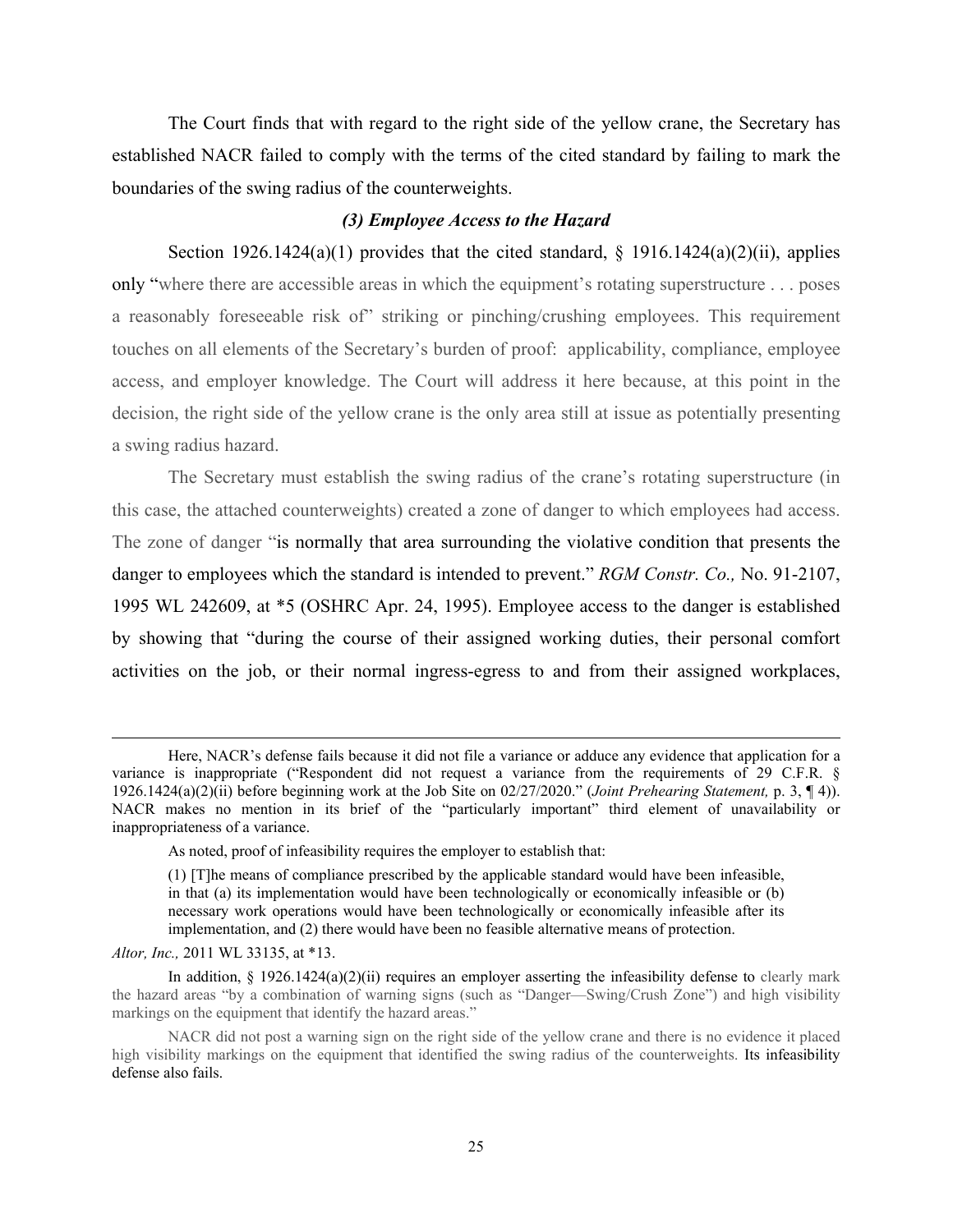The Court finds that with regard to the right side of the yellow crane, the Secretary has established NACR failed to comply with the terms of the cited standard by failing to mark the boundaries of the swing radius of the counterweights.

### *(3) Employee Access to the Hazard*

Section 1926.1424(a)(1) provides that the cited standard, § 1916.1424(a)(2)(ii), applies only "where there are accessible areas in which the equipment's rotating superstructure . . . poses a reasonably foreseeable risk of" striking or pinching/crushing employees. This requirement touches on all elements of the Secretary's burden of proof: applicability, compliance, employee access, and employer knowledge. The Court will address it here because, at this point in the decision, the right side of the yellow crane is the only area still at issue as potentially presenting a swing radius hazard.

The Secretary must establish the swing radius of the crane's rotating superstructure (in this case, the attached counterweights) created a zone of danger to which employees had access. The zone of danger "is normally that area surrounding the violative condition that presents the danger to employees which the standard is intended to prevent." *RGM Constr. Co.,* No. 91-2107, 1995 WL 242609, at \*5 (OSHRC Apr. 24, 1995). Employee access to the danger is established by showing that "during the course of their assigned working duties, their personal comfort activities on the job, or their normal ingress-egress to and from their assigned workplaces,

---

Here, NACR's defense fails because it did not file a variance or adduce any evidence that application for a variance is inappropriate ("Respondent did not request a variance from the requirements of 29 C.F.R. § 1926.1424(a)(2)(ii) before beginning work at the Job Site on 02/27/2020." (*Joint Prehearing Statement,* p. 3, ¶ 4)). NACR makes no mention in its brief of the "particularly important" third element of unavailability or inappropriateness of a variance.

As noted, proof of infeasibility requires the employer to establish that:

> (1) [T]he means of compliance prescribed by the applicable standard would have been infeasible, in that (a) its implementation would have been technologically or economically infeasible or (b) necessary work operations would have been technologically or economically infeasible after its implementation, and (2) there would have been no feasible alternative means of protection.

*Altor, Inc.,* 2011 WL 33135, at \*13.

In addition, § 1926.1424(a)(2)(ii) requires an employer asserting the infeasibility defense to clearly mark the hazard areas "by a combination of warning signs (such as "Danger—Swing/Crush Zone") and high visibility markings on the equipment that identify the hazard areas."

NACR did not post a warning sign on the right side of the yellow crane and there is no evidence it placed high visibility markings on the equipment that identified the swing radius of the counterweights. Its infeasibility defense also fails.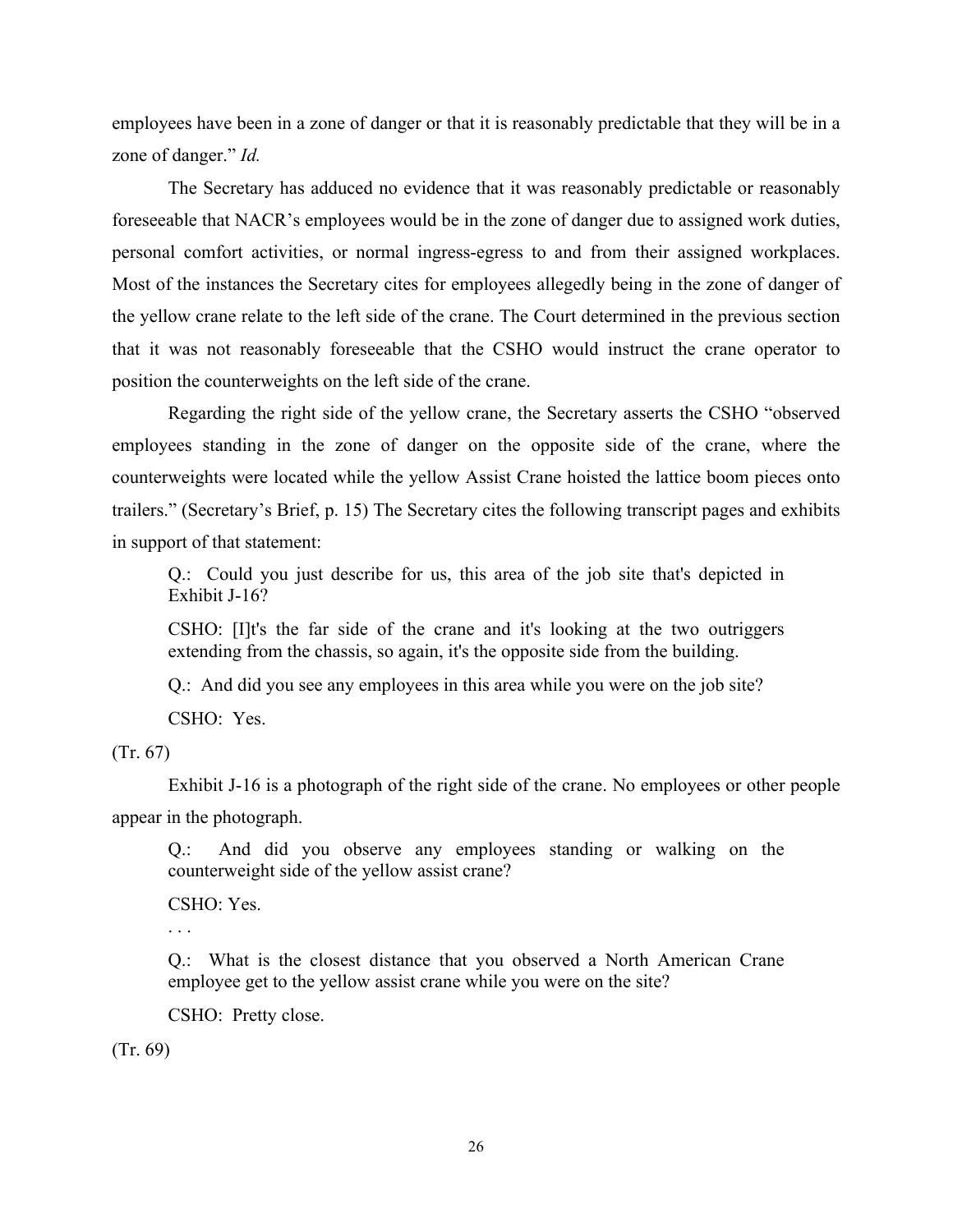employees have been in a zone of danger or that it is reasonably predictable that they will be in a zone of danger." *Id.*

The Secretary has adduced no evidence that it was reasonably predictable or reasonably foreseeable that NACR's employees would be in the zone of danger due to assigned work duties, personal comfort activities, or normal ingress-egress to and from their assigned workplaces. Most of the instances the Secretary cites for employees allegedly being in the zone of danger of the yellow crane relate to the left side of the crane. The Court determined in the previous section that it was not reasonably foreseeable that the CSHO would instruct the crane operator to position the counterweights on the left side of the crane.

Regarding the right side of the yellow crane, the Secretary asserts the CSHO "observed employees standing in the zone of danger on the opposite side of the crane, where the counterweights were located while the yellow Assist Crane hoisted the lattice boom pieces onto trailers." (Secretary's Brief, p. 15) The Secretary cites the following transcript pages and exhibits in support of that statement:

> Q.: Could you just describe for us, this area of the job site that's depicted in Exhibit J-16?
>
> CSHO: [I]t's the far side of the crane and it's looking at the two outriggers extending from the chassis, so again, it's the opposite side from the building.
>
> Q.: And did you see any employees in this area while you were on the job site?
>
> CSHO: Yes.

(Tr. 67)

Exhibit J-16 is a photograph of the right side of the crane. No employees or other people appear in the photograph.

> Q.: And did you observe any employees standing or walking on the counterweight side of the yellow assist crane?
>
> CSHO: Yes.
>
> . . .
>
> Q.: What is the closest distance that you observed a North American Crane employee get to the yellow assist crane while you were on the site?
>
> CSHO: Pretty close.

(Tr. 69)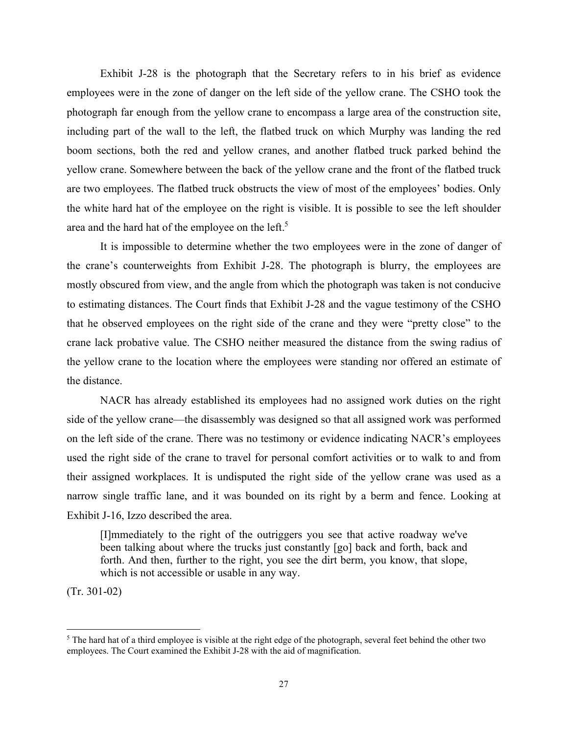Exhibit J-28 is the photograph that the Secretary refers to in his brief as evidence employees were in the zone of danger on the left side of the yellow crane. The CSHO took the photograph far enough from the yellow crane to encompass a large area of the construction site, including part of the wall to the left, the flatbed truck on which Murphy was landing the red boom sections, both the red and yellow cranes, and another flatbed truck parked behind the yellow crane. Somewhere between the back of the yellow crane and the front of the flatbed truck are two employees. The flatbed truck obstructs the view of most of the employees' bodies. Only the white hard hat of the employee on the right is visible. It is possible to see the left shoulder area and the hard hat of the employee on the left.[5]

It is impossible to determine whether the two employees were in the zone of danger of the crane's counterweights from Exhibit J-28. The photograph is blurry, the employees are mostly obscured from view, and the angle from which the photograph was taken is not conducive to estimating distances. The Court finds that Exhibit J-28 and the vague testimony of the CSHO that he observed employees on the right side of the crane and they were "pretty close" to the crane lack probative value. The CSHO neither measured the distance from the swing radius of the yellow crane to the location where the employees were standing nor offered an estimate of the distance.

NACR has already established its employees had no assigned work duties on the right side of the yellow crane—the disassembly was designed so that all assigned work was performed on the left side of the crane. There was no testimony or evidence indicating NACR's employees used the right side of the crane to travel for personal comfort activities or to walk to and from their assigned workplaces. It is undisputed the right side of the yellow crane was used as a narrow single traffic lane, and it was bounded on its right by a berm and fence. Looking at Exhibit J-16, Izzo described the area.

> [I]mmediately to the right of the outriggers you see that active roadway we've been talking about where the trucks just constantly [go] back and forth, back and forth. And then, further to the right, you see the dirt berm, you know, that slope, which is not accessible or usable in any way.

(Tr. 301-02)

---

[5] The hard hat of a third employee is visible at the right edge of the photograph, several feet behind the other two employees. The Court examined the Exhibit J-28 with the aid of magnification.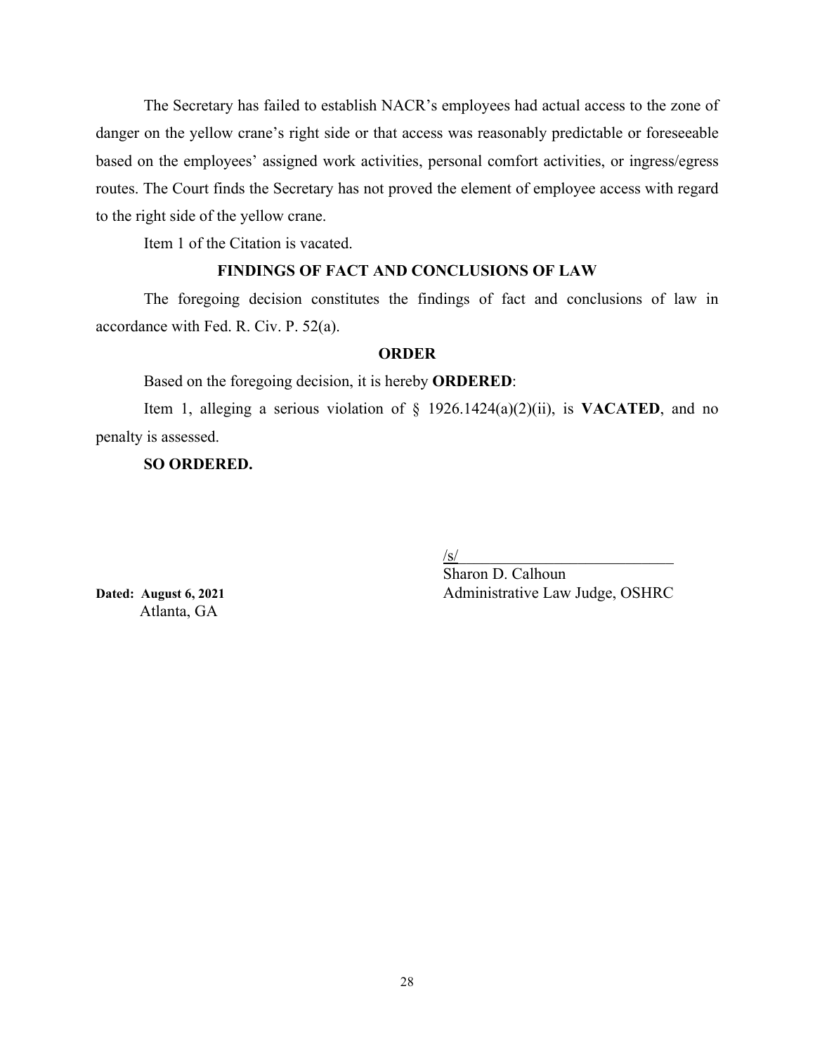The Secretary has failed to establish NACR's employees had actual access to the zone of danger on the yellow crane's right side or that access was reasonably predictable or foreseeable based on the employees' assigned work activities, personal comfort activities, or ingress/egress routes. The Court finds the Secretary has not proved the element of employee access with regard to the right side of the yellow crane.

Item 1 of the Citation is vacated.

## FINDINGS OF FACT AND CONCLUSIONS OF LAW

The foregoing decision constitutes the findings of fact and conclusions of law in accordance with Fed. R. Civ. P. 52(a).

## ORDER

Based on the foregoing decision, it is hereby **ORDERED**:

Item 1, alleging a serious violation of § 1926.1424(a)(2)(ii), is **VACATED**, and no penalty is assessed.

**SO ORDERED.**

/s/
Sharon D. Calhoun
Administrative Law Judge, OSHRC

**Dated: August 6, 2021**
Atlanta, GA